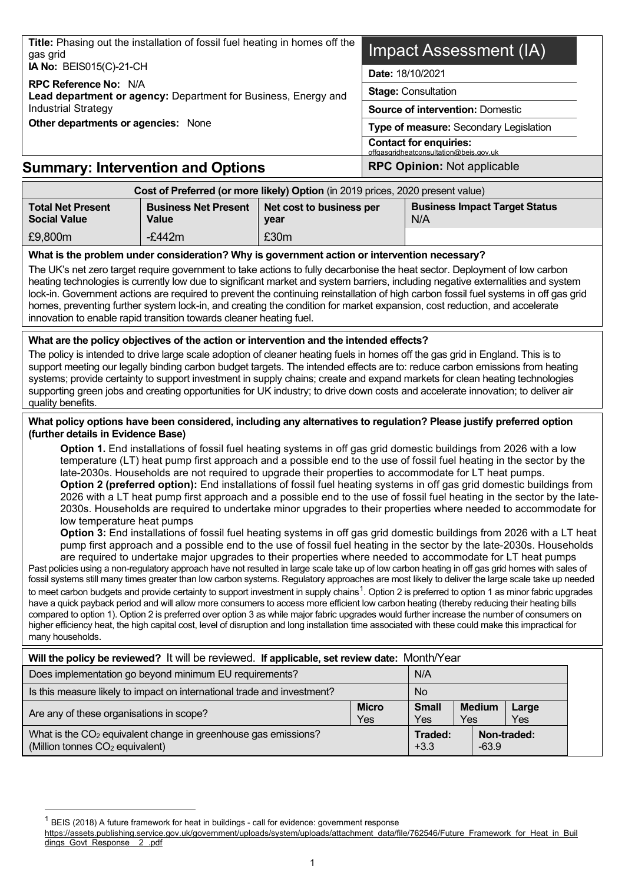| **Title:** Phasing out the installation of fossil fuel heating in homes off the gas grid<br>**IA No:** BEIS015(C)-21-CH<br>**RPC Reference No:** N/A<br>**Lead department or agency:** Department for Business, Energy and Industrial Strategy<br>**Other departments or agencies:** None | **Impact Assessment (IA)**<br>**Date:** 18/10/2021<br>**Stage:** Consultation<br>**Source of intervention:** Domestic<br>**Type of measure:** Secondary Legislation<br>**Contact for enquiries:** offgasgridheatconsultation@beis.gov.uk |
|---|---|

## Summary: Intervention and Options

**RPC Opinion:** Not applicable

| **Cost of Preferred (or more likely) Option** (in 2019 prices, 2020 present value) | | | |
|---|---|---|---|
| **Total Net Present Social Value** | **Business Net Present Value** | **Net cost to business per year** | **Business Impact Target Status** N/A |
| £9,800m | -£442m | £30m | |

**What is the problem under consideration? Why is government action or intervention necessary?**

The UK's net zero target require government to take actions to fully decarbonise the heat sector. Deployment of low carbon heating technologies is currently low due to significant market and system barriers, including negative externalities and system lock-in. Government actions are required to prevent the continuing reinstallation of high carbon fossil fuel systems in off gas grid homes, preventing further system lock-in, and creating the condition for market expansion, cost reduction, and accelerate innovation to enable rapid transition towards cleaner heating fuel.

**What are the policy objectives of the action or intervention and the intended effects?**

The policy is intended to drive large scale adoption of cleaner heating fuels in homes off the gas grid in England. This is to support meeting our legally binding carbon budget targets. The intended effects are to: reduce carbon emissions from heating systems; provide certainty to support investment in supply chains; create and expand markets for clean heating technologies supporting green jobs and creating opportunities for UK industry; to drive down costs and accelerate innovation; to deliver air quality benefits.

**What policy options have been considered, including any alternatives to regulation? Please justify preferred option (further details in Evidence Base)**

**Option 1.** End installations of fossil fuel heating systems in off gas grid domestic buildings from 2026 with a low temperature (LT) heat pump first approach and a possible end to the use of fossil fuel heating in the sector by the late-2030s. Households are not required to upgrade their properties to accommodate for LT heat pumps.

**Option 2 (preferred option):** End installations of fossil fuel heating systems in off gas grid domestic buildings from 2026 with a LT heat pump first approach and a possible end to the use of fossil fuel heating in the sector by the late-2030s. Households are required to undertake minor upgrades to their properties where needed to accommodate for low temperature heat pumps

**Option 3:** End installations of fossil fuel heating systems in off gas grid domestic buildings from 2026 with a LT heat pump first approach and a possible end to the use of fossil fuel heating in the sector by the late-2030s. Households are required to undertake major upgrades to their properties where needed to accommodate for LT heat pumps

Past policies using a non-regulatory approach have not resulted in large scale take up of low carbon heating in off gas grid homes with sales of fossil systems still many times greater than low carbon systems. Regulatory approaches are most likely to deliver the large scale take up needed to meet carbon budgets and provide certainty to support investment in supply chains[1]. Option 2 is preferred to option 1 as minor fabric upgrades have a quick payback period and will allow more consumers to access more efficient low carbon heating (thereby reducing their heating bills compared to option 1). Option 2 is preferred over option 3 as while major fabric upgrades would further increase the number of consumers on higher efficiency heat, the high capital cost, level of disruption and long installation time associated with these could make this impractical for many households.

| **Will the policy be reviewed?** It will be reviewed. **If applicable, set review date:** Month/Year | | | | |
|---|---|---|---|---|
| Does implementation go beyond minimum EU requirements? | N/A | | | |
| Is this measure likely to impact on international trade and investment? | No | | | |
| Are any of these organisations in scope? | **Micro** Yes | **Small** Yes | **Medium** Yes | **Large** Yes |
| What is the $CO_2$ equivalent change in greenhouse gas emissions? (Million tonnes $CO_2$ equivalent) | **Traded:** +3.3 | | **Non-traded:** -63.9 | |

[1] BEIS (2018) A future framework for heat in buildings - call for evidence: government response https://assets.publishing.service.gov.uk/government/uploads/system/uploads/attachment_data/file/762546/Future_Framework_for_Heat_in_Buildings_Govt_Response__2_.pdf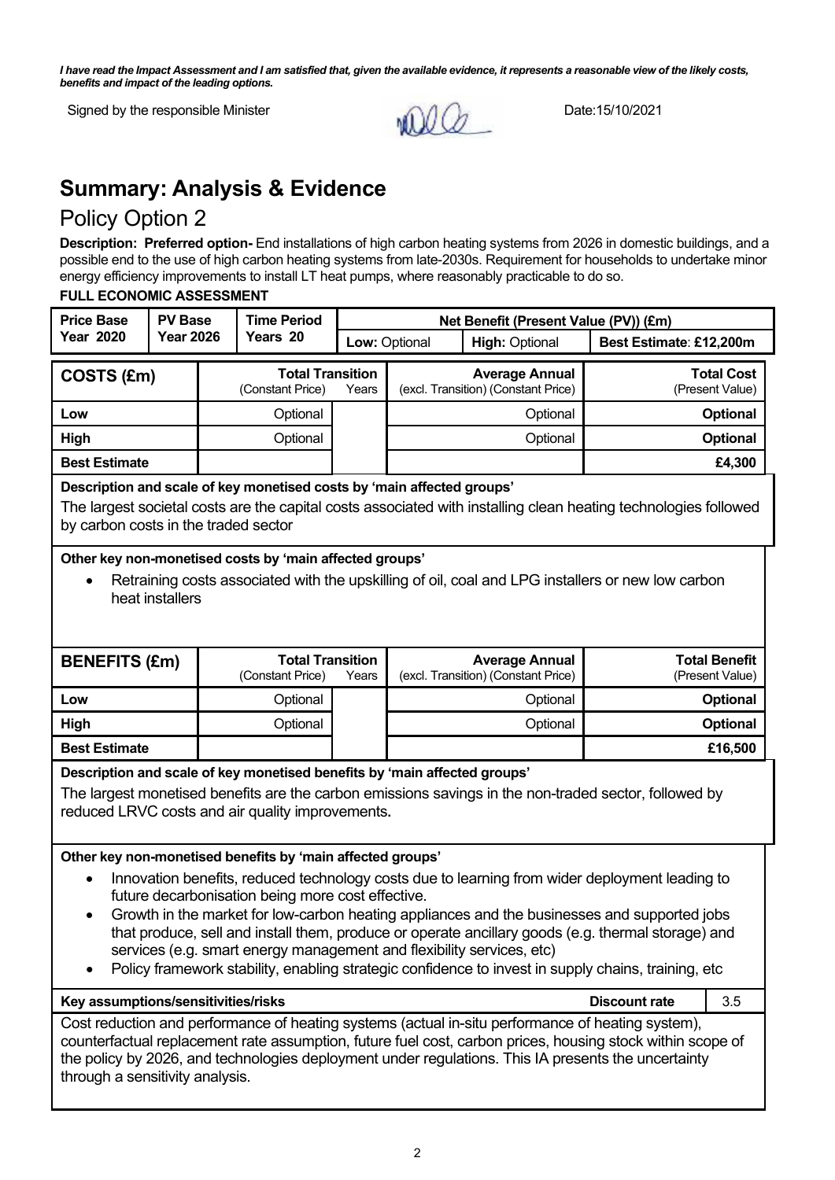***I have read the Impact Assessment and I am satisfied that, given the available evidence, it represents a reasonable view of the likely costs, benefits and impact of the leading options.***

Signed by the responsible Minister Date:15/10/2021

# Summary: Analysis & Evidence

## Policy Option 2

**Description: Preferred option-** End installations of high carbon heating systems from 2026 in domestic buildings, and a possible end to the use of high carbon heating systems from late-2030s. Requirement for households to undertake minor energy efficiency improvements to install LT heat pumps, where reasonably practicable to do so.

**FULL ECONOMIC ASSESSMENT**

| Price Base Year 2020 | PV Base Year 2026 | Time Period Years 20 | Net Benefit (Present Value (PV)) (£m) | | |
|---|---|---|---|---|---|
| | | | **Low:** Optional | **High:** Optional | **Best Estimate**: **£12,200m** |

| COSTS (£m) | Total Transition (Constant Price) | Years | Average Annual (excl. Transition) (Constant Price) | Total Cost (Present Value) |
|---|---|---|---|---|
| **Low** | Optional | | Optional | **Optional** |
| **High** | Optional | | Optional | **Optional** |
| **Best Estimate** | | | | **£4,300** |

**Description and scale of key monetised costs by 'main affected groups'**

The largest societal costs are the capital costs associated with installing clean heating technologies followed by carbon costs in the traded sector

**Other key non-monetised costs by 'main affected groups'**

- Retraining costs associated with the upskilling of oil, coal and LPG installers or new low carbon heat installers

| BENEFITS (£m) | Total Transition (Constant Price) | Years | Average Annual (excl. Transition) (Constant Price) | Total Benefit (Present Value) |
|---|---|---|---|---|
| **Low** | Optional | | Optional | **Optional** |
| **High** | Optional | | Optional | **Optional** |
| **Best Estimate** | | | | **£16,500** |

**Description and scale of key monetised benefits by 'main affected groups'**

The largest monetised benefits are the carbon emissions savings in the non-traded sector, followed by reduced LRVC costs and air quality improvements**.**

**Other key non-monetised benefits by 'main affected groups'**

- Innovation benefits, reduced technology costs due to learning from wider deployment leading to future decarbonisation being more cost effective.
- Growth in the market for low-carbon heating appliances and the businesses and supported jobs that produce, sell and install them, produce or operate ancillary goods (e.g. thermal storage) and services (e.g. smart energy management and flexibility services, etc)
- Policy framework stability, enabling strategic confidence to invest in supply chains, training, etc

| Key assumptions/sensitivities/risks | Discount rate | 3.5 |
|---|---|---|

Cost reduction and performance of heating systems (actual in-situ performance of heating system), counterfactual replacement rate assumption, future fuel cost, carbon prices, housing stock within scope of the policy by 2026, and technologies deployment under regulations. This IA presents the uncertainty through a sensitivity analysis.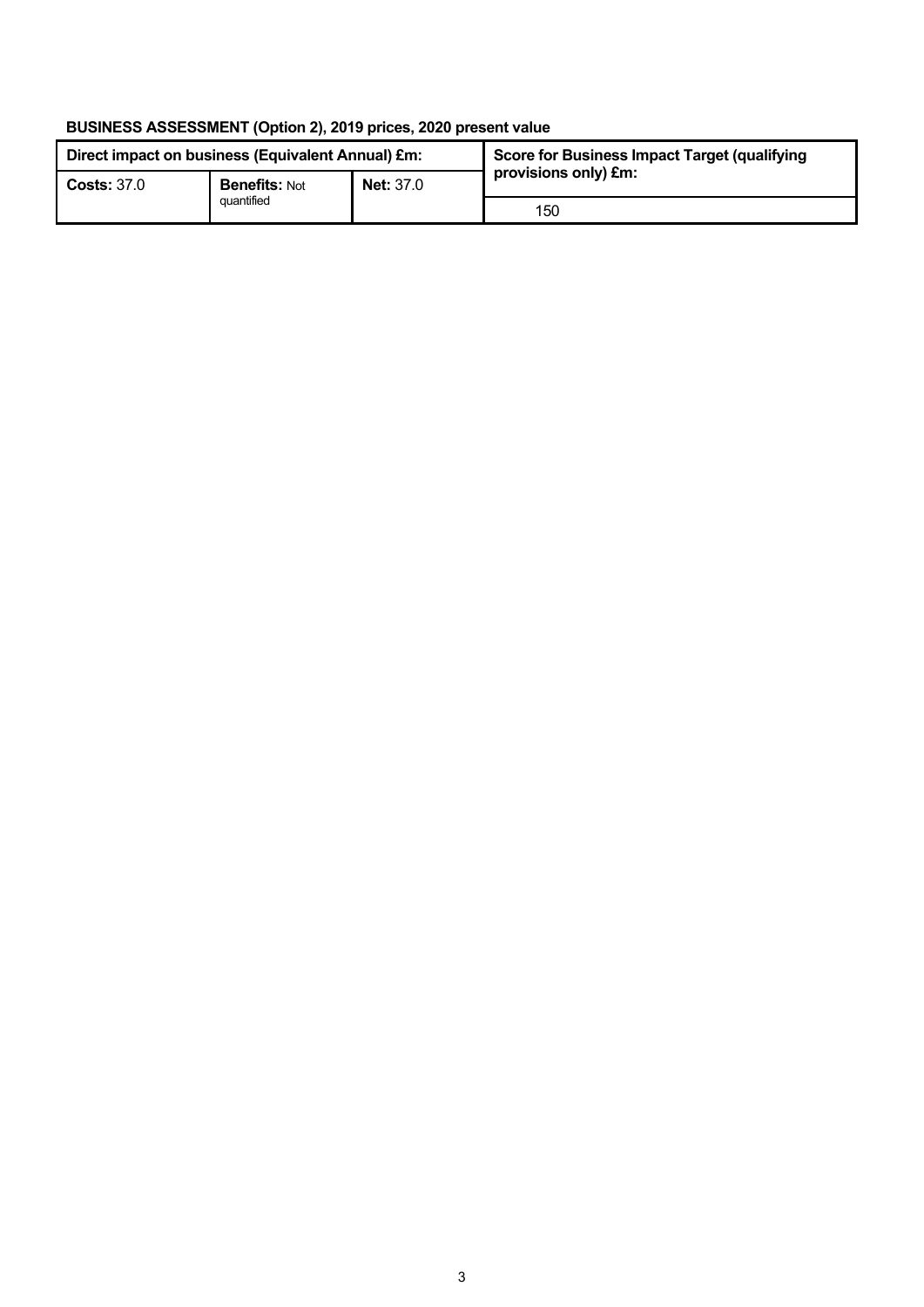**BUSINESS ASSESSMENT (Option 2), 2019 prices, 2020 present value**

| Direct impact on business (Equivalent Annual) £m: | | | Score for Business Impact Target (qualifying provisions only) £m: |
|---|---|---|---|
| **Costs:** 37.0 | **Benefits:** Not quantified | **Net:** 37.0 | 150 |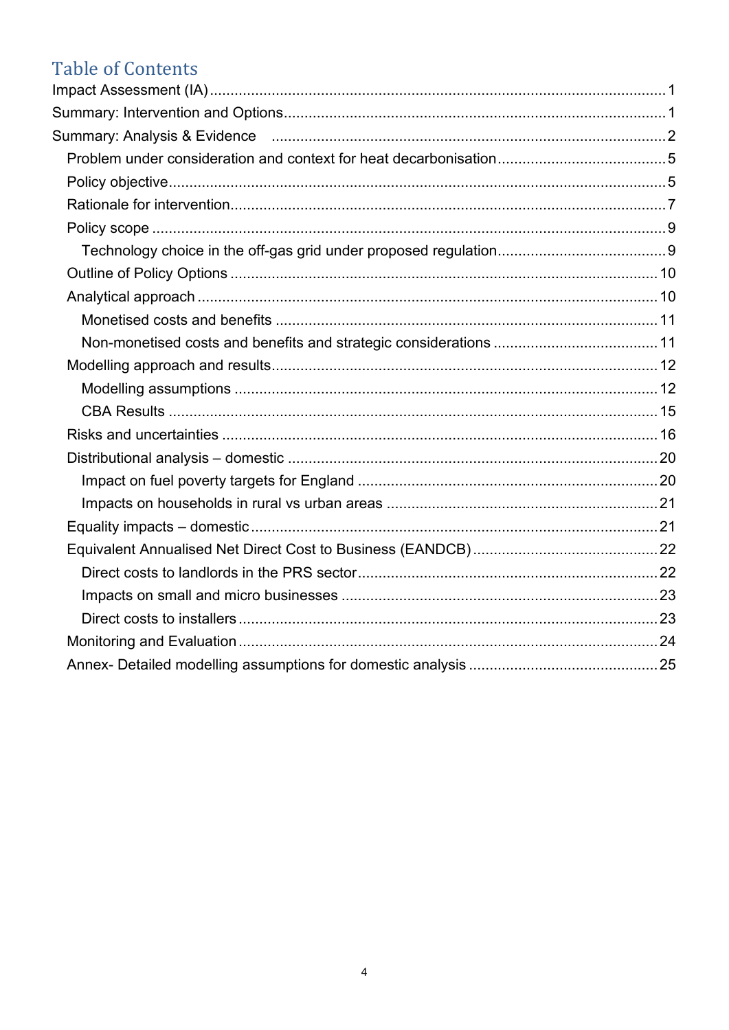# Table of Contents

Impact Assessment (IA) ..... 1

Summary: Intervention and Options ..... 1

Summary: Analysis & Evidence ..... 2

- Problem under consideration and context for heat decarbonisation ..... 5
- Policy objective ..... 5
- Rationale for intervention ..... 7
- Policy scope ..... 9
  - Technology choice in the off-gas grid under proposed regulation ..... 9
- Outline of Policy Options ..... 10
- Analytical approach ..... 10
  - Monetised costs and benefits ..... 11
  - Non-monetised costs and benefits and strategic considerations ..... 11
- Modelling approach and results ..... 12
  - Modelling assumptions ..... 12
  - CBA Results ..... 15
- Risks and uncertainties ..... 16
- Distributional analysis – domestic ..... 20
  - Impact on fuel poverty targets for England ..... 20
  - Impacts on households in rural vs urban areas ..... 21
- Equality impacts – domestic ..... 21
- Equivalent Annualised Net Direct Cost to Business (EANDCB) ..... 22
  - Direct costs to landlords in the PRS sector ..... 22
  - Impacts on small and micro businesses ..... 23
  - Direct costs to installers ..... 23
- Monitoring and Evaluation ..... 24
- Annex- Detailed modelling assumptions for domestic analysis ..... 25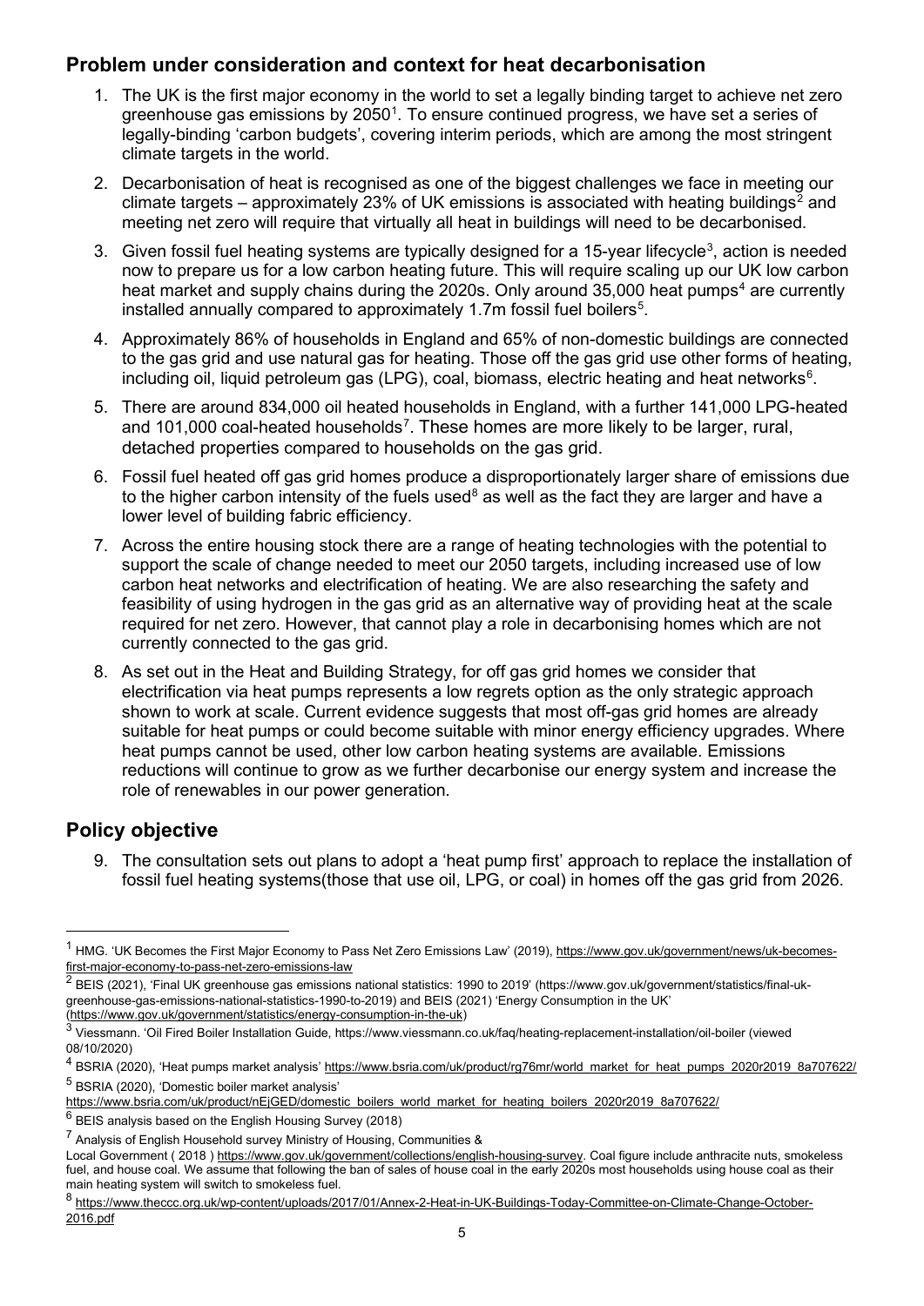## Problem under consideration and context for heat decarbonisation

1. The UK is the first major economy in the world to set a legally binding target to achieve net zero greenhouse gas emissions by 2050[1]. To ensure continued progress, we have set a series of legally-binding 'carbon budgets', covering interim periods, which are among the most stringent climate targets in the world.
2. Decarbonisation of heat is recognised as one of the biggest challenges we face in meeting our climate targets – approximately 23% of UK emissions is associated with heating buildings[2] and meeting net zero will require that virtually all heat in buildings will need to be decarbonised.
3. Given fossil fuel heating systems are typically designed for a 15-year lifecycle[3], action is needed now to prepare us for a low carbon heating future. This will require scaling up our UK low carbon heat market and supply chains during the 2020s. Only around 35,000 heat pumps[4] are currently installed annually compared to approximately 1.7m fossil fuel boilers[5].
4. Approximately 86% of households in England and 65% of non-domestic buildings are connected to the gas grid and use natural gas for heating. Those off the gas grid use other forms of heating, including oil, liquid petroleum gas (LPG), coal, biomass, electric heating and heat networks[6].
5. There are around 834,000 oil heated households in England, with a further 141,000 LPG-heated and 101,000 coal-heated households[7]. These homes are more likely to be larger, rural, detached properties compared to households on the gas grid.
6. Fossil fuel heated off gas grid homes produce a disproportionately larger share of emissions due to the higher carbon intensity of the fuels used[8] as well as the fact they are larger and have a lower level of building fabric efficiency.
7. Across the entire housing stock there are a range of heating technologies with the potential to support the scale of change needed to meet our 2050 targets, including increased use of low carbon heat networks and electrification of heating. We are also researching the safety and feasibility of using hydrogen in the gas grid as an alternative way of providing heat at the scale required for net zero. However, that cannot play a role in decarbonising homes which are not currently connected to the gas grid.
8. As set out in the Heat and Building Strategy, for off gas grid homes we consider that electrification via heat pumps represents a low regrets option as the only strategic approach shown to work at scale. Current evidence suggests that most off-gas grid homes are already suitable for heat pumps or could become suitable with minor energy efficiency upgrades. Where heat pumps cannot be used, other low carbon heating systems are available. Emissions reductions will continue to grow as we further decarbonise our energy system and increase the role of renewables in our power generation.

## Policy objective

9. The consultation sets out plans to adopt a 'heat pump first' approach to replace the installation of fossil fuel heating systems(those that use oil, LPG, or coal) in homes off the gas grid from 2026.

---

[1] HMG. 'UK Becomes the First Major Economy to Pass Net Zero Emissions Law' (2019), https://www.gov.uk/government/news/uk-becomes-first-major-economy-to-pass-net-zero-emissions-law

[2] BEIS (2021), 'Final UK greenhouse gas emissions national statistics: 1990 to 2019' (https://www.gov.uk/government/statistics/final-uk-greenhouse-gas-emissions-national-statistics-1990-to-2019) and BEIS (2021) 'Energy Consumption in the UK' (https://www.gov.uk/government/statistics/energy-consumption-in-the-uk)

[3] Viessmann. 'Oil Fired Boiler Installation Guide, https://www.viessmann.co.uk/faq/heating-replacement-installation/oil-boiler (viewed 08/10/2020)

[4] BSRIA (2020), 'Heat pumps market analysis' https://www.bsria.com/uk/product/rg76mr/world_market_for_heat_pumps_2020r2019_8a707622/

[5] BSRIA (2020), 'Domestic boiler market analysis' https://www.bsria.com/uk/product/nEjGED/domestic_boilers_world_market_for_heating_boilers_2020r2019_8a707622/

[6] BEIS analysis based on the English Housing Survey (2018)

[7] Analysis of English Household survey Ministry of Housing, Communities & Local Government ( 2018 ) https://www.gov.uk/government/collections/english-housing-survey. Coal figure include anthracite nuts, smokeless fuel, and house coal. We assume that following the ban of sales of house coal in the early 2020s most households using house coal as their main heating system will switch to smokeless fuel.

[8] https://www.theccc.org.uk/wp-content/uploads/2017/01/Annex-2-Heat-in-UK-Buildings-Today-Committee-on-Climate-Change-October-2016.pdf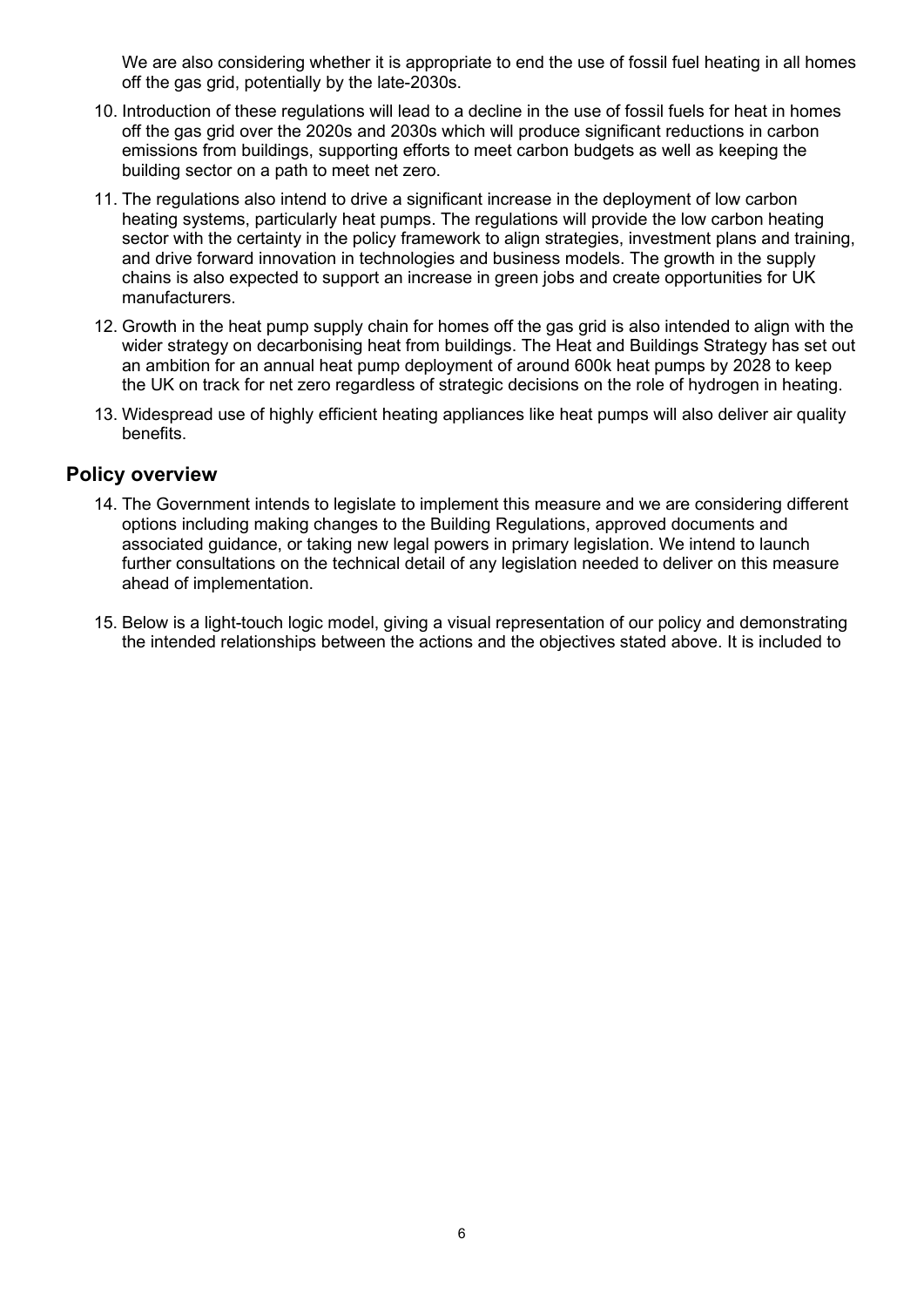We are also considering whether it is appropriate to end the use of fossil fuel heating in all homes off the gas grid, potentially by the late-2030s.

10. Introduction of these regulations will lead to a decline in the use of fossil fuels for heat in homes off the gas grid over the 2020s and 2030s which will produce significant reductions in carbon emissions from buildings, supporting efforts to meet carbon budgets as well as keeping the building sector on a path to meet net zero.
11. The regulations also intend to drive a significant increase in the deployment of low carbon heating systems, particularly heat pumps. The regulations will provide the low carbon heating sector with the certainty in the policy framework to align strategies, investment plans and training, and drive forward innovation in technologies and business models. The growth in the supply chains is also expected to support an increase in green jobs and create opportunities for UK manufacturers.
12. Growth in the heat pump supply chain for homes off the gas grid is also intended to align with the wider strategy on decarbonising heat from buildings. The Heat and Buildings Strategy has set out an ambition for an annual heat pump deployment of around 600k heat pumps by 2028 to keep the UK on track for net zero regardless of strategic decisions on the role of hydrogen in heating.
13. Widespread use of highly efficient heating appliances like heat pumps will also deliver air quality benefits.

## Policy overview

14. The Government intends to legislate to implement this measure and we are considering different options including making changes to the Building Regulations, approved documents and associated guidance, or taking new legal powers in primary legislation. We intend to launch further consultations on the technical detail of any legislation needed to deliver on this measure ahead of implementation.
15. Below is a light-touch logic model, giving a visual representation of our policy and demonstrating the intended relationships between the actions and the objectives stated above. It is included to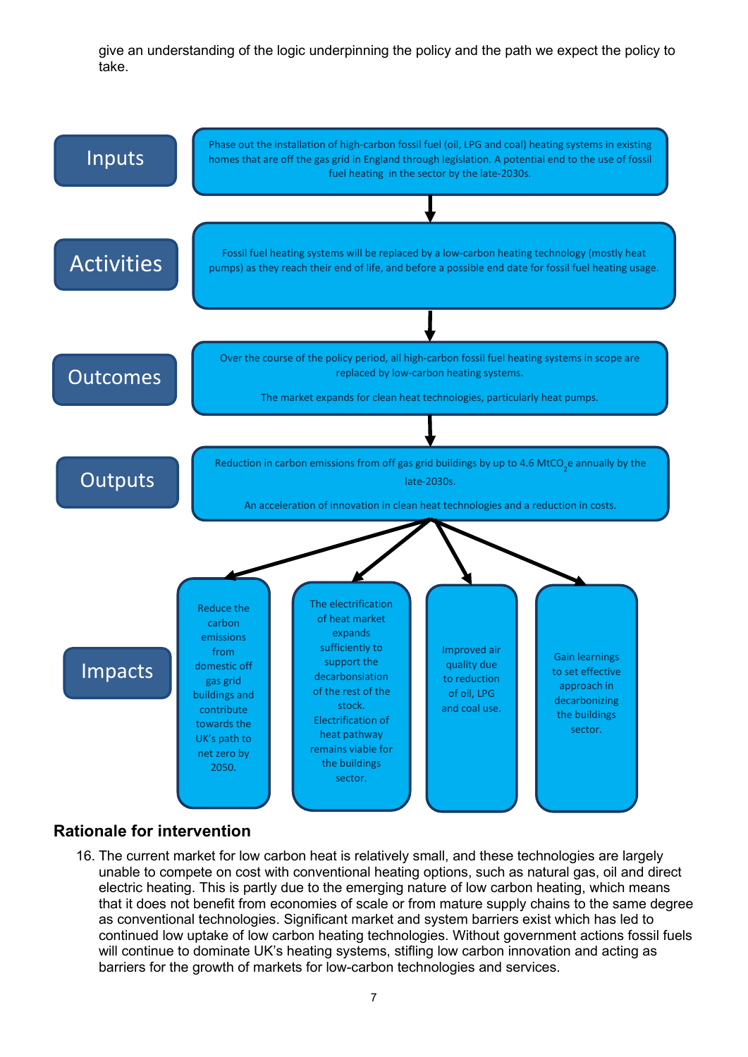give an understanding of the logic underpinning the policy and the path we expect the policy to take.

**Inputs**

Phase out the installation of high-carbon fossil fuel (oil, LPG and coal) heating systems in existing homes that are off the gas grid in England through legislation. A potential end to the use of fossil fuel heating in the sector by the late-2030s.

**Activities**

Fossil fuel heating systems will be replaced by a low-carbon heating technology (mostly heat pumps) as they reach their end of life, and before a possible end date for fossil fuel heating usage.

**Outcomes**

Over the course of the policy period, all high-carbon fossil fuel heating systems in scope are replaced by low-carbon heating systems.

The market expands for clean heat technologies, particularly heat pumps.

**Outputs**

Reduction in carbon emissions from off gas grid buildings by up to 4.6 $MtCO_2e$ annually by the late-2030s.

An acceleration of innovation in clean heat technologies and a reduction in costs.

**Impacts**

- Reduce the carbon emissions from domestic off gas grid buildings and contribute towards the UK's path to net zero by 2050.
- The electrification of heat market expands sufficiently to support the decarbonisation of the rest of the stock. Electrification of heat pathway remains viable for the buildings sector.
- Improved air quality due to reduction of oil, LPG and coal use.
- Gain learnings to set effective approach in decarbonizing the buildings sector.

### Rationale for intervention

16. The current market for low carbon heat is relatively small, and these technologies are largely unable to compete on cost with conventional heating options, such as natural gas, oil and direct electric heating. This is partly due to the emerging nature of low carbon heating, which means that it does not benefit from economies of scale or from mature supply chains to the same degree as conventional technologies. Significant market and system barriers exist which has led to continued low uptake of low carbon heating technologies. Without government actions fossil fuels will continue to dominate UK's heating systems, stifling low carbon innovation and acting as barriers for the growth of markets for low-carbon technologies and services.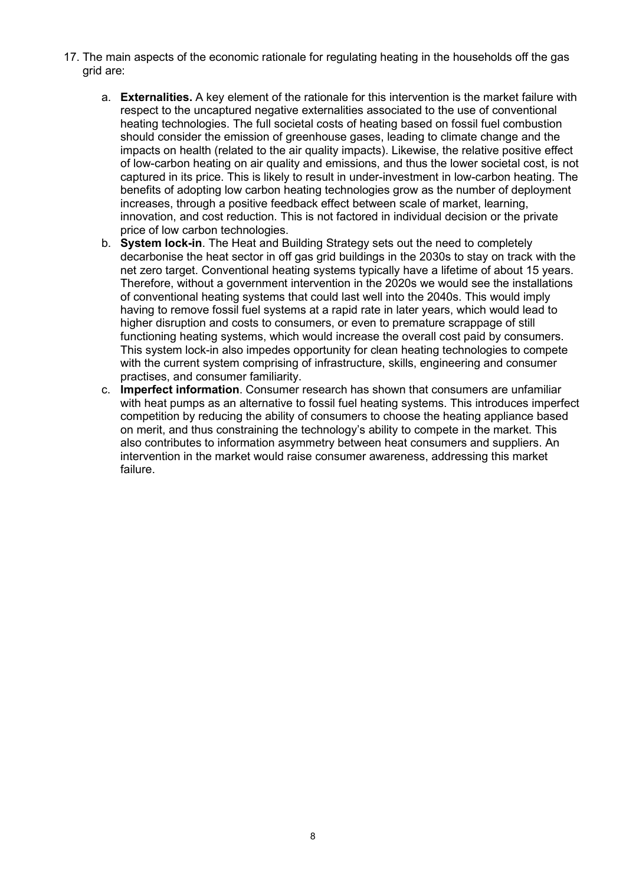17. The main aspects of the economic rationale for regulating heating in the households off the gas grid are:

    a. **Externalities.** A key element of the rationale for this intervention is the market failure with respect to the uncaptured negative externalities associated to the use of conventional heating technologies. The full societal costs of heating based on fossil fuel combustion should consider the emission of greenhouse gases, leading to climate change and the impacts on health (related to the air quality impacts). Likewise, the relative positive effect of low-carbon heating on air quality and emissions, and thus the lower societal cost, is not captured in its price. This is likely to result in under-investment in low-carbon heating. The benefits of adopting low carbon heating technologies grow as the number of deployment increases, through a positive feedback effect between scale of market, learning, innovation, and cost reduction. This is not factored in individual decision or the private price of low carbon technologies.

    b. **System lock-in**. The Heat and Building Strategy sets out the need to completely decarbonise the heat sector in off gas grid buildings in the 2030s to stay on track with the net zero target. Conventional heating systems typically have a lifetime of about 15 years. Therefore, without a government intervention in the 2020s we would see the installations of conventional heating systems that could last well into the 2040s. This would imply having to remove fossil fuel systems at a rapid rate in later years, which would lead to higher disruption and costs to consumers, or even to premature scrappage of still functioning heating systems, which would increase the overall cost paid by consumers. This system lock-in also impedes opportunity for clean heating technologies to compete with the current system comprising of infrastructure, skills, engineering and consumer practises, and consumer familiarity.

    c. **Imperfect information**. Consumer research has shown that consumers are unfamiliar with heat pumps as an alternative to fossil fuel heating systems. This introduces imperfect competition by reducing the ability of consumers to choose the heating appliance based on merit, and thus constraining the technology's ability to compete in the market. This also contributes to information asymmetry between heat consumers and suppliers. An intervention in the market would raise consumer awareness, addressing this market failure.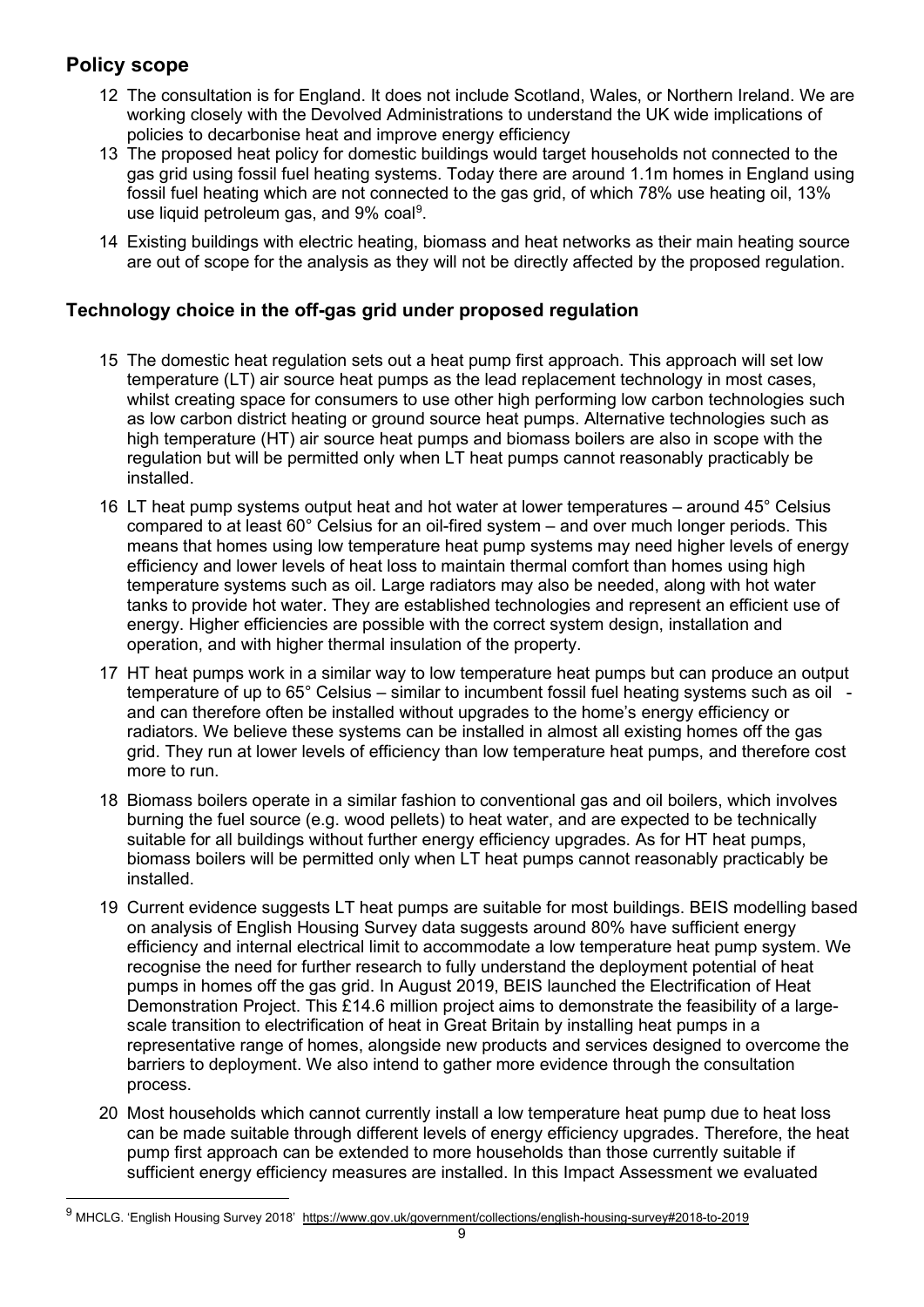## Policy scope

12 The consultation is for England. It does not include Scotland, Wales, or Northern Ireland. We are working closely with the Devolved Administrations to understand the UK wide implications of policies to decarbonise heat and improve energy efficiency

13 The proposed heat policy for domestic buildings would target households not connected to the gas grid using fossil fuel heating systems. Today there are around 1.1m homes in England using fossil fuel heating which are not connected to the gas grid, of which 78% use heating oil, 13% use liquid petroleum gas, and 9% coal[9].

14 Existing buildings with electric heating, biomass and heat networks as their main heating source are out of scope for the analysis as they will not be directly affected by the proposed regulation.

## Technology choice in the off-gas grid under proposed regulation

15 The domestic heat regulation sets out a heat pump first approach. This approach will set low temperature (LT) air source heat pumps as the lead replacement technology in most cases, whilst creating space for consumers to use other high performing low carbon technologies such as low carbon district heating or ground source heat pumps. Alternative technologies such as high temperature (HT) air source heat pumps and biomass boilers are also in scope with the regulation but will be permitted only when LT heat pumps cannot reasonably practicably be installed.

16 LT heat pump systems output heat and hot water at lower temperatures – around 45° Celsius compared to at least 60° Celsius for an oil-fired system – and over much longer periods. This means that homes using low temperature heat pump systems may need higher levels of energy efficiency and lower levels of heat loss to maintain thermal comfort than homes using high temperature systems such as oil. Large radiators may also be needed, along with hot water tanks to provide hot water. They are established technologies and represent an efficient use of energy. Higher efficiencies are possible with the correct system design, installation and operation, and with higher thermal insulation of the property.

17 HT heat pumps work in a similar way to low temperature heat pumps but can produce an output temperature of up to 65° Celsius – similar to incumbent fossil fuel heating systems such as oil - and can therefore often be installed without upgrades to the home's energy efficiency or radiators. We believe these systems can be installed in almost all existing homes off the gas grid. They run at lower levels of efficiency than low temperature heat pumps, and therefore cost more to run.

18 Biomass boilers operate in a similar fashion to conventional gas and oil boilers, which involves burning the fuel source (e.g. wood pellets) to heat water, and are expected to be technically suitable for all buildings without further energy efficiency upgrades. As for HT heat pumps, biomass boilers will be permitted only when LT heat pumps cannot reasonably practicably be installed.

19 Current evidence suggests LT heat pumps are suitable for most buildings. BEIS modelling based on analysis of English Housing Survey data suggests around 80% have sufficient energy efficiency and internal electrical limit to accommodate a low temperature heat pump system. We recognise the need for further research to fully understand the deployment potential of heat pumps in homes off the gas grid. In August 2019, BEIS launched the Electrification of Heat Demonstration Project. This £14.6 million project aims to demonstrate the feasibility of a large-scale transition to electrification of heat in Great Britain by installing heat pumps in a representative range of homes, alongside new products and services designed to overcome the barriers to deployment. We also intend to gather more evidence through the consultation process.

20 Most households which cannot currently install a low temperature heat pump due to heat loss can be made suitable through different levels of energy efficiency upgrades. Therefore, the heat pump first approach can be extended to more households than those currently suitable if sufficient energy efficiency measures are installed. In this Impact Assessment we evaluated

[9] MHCLG. 'English Housing Survey 2018' https://www.gov.uk/government/collections/english-housing-survey#2018-to-2019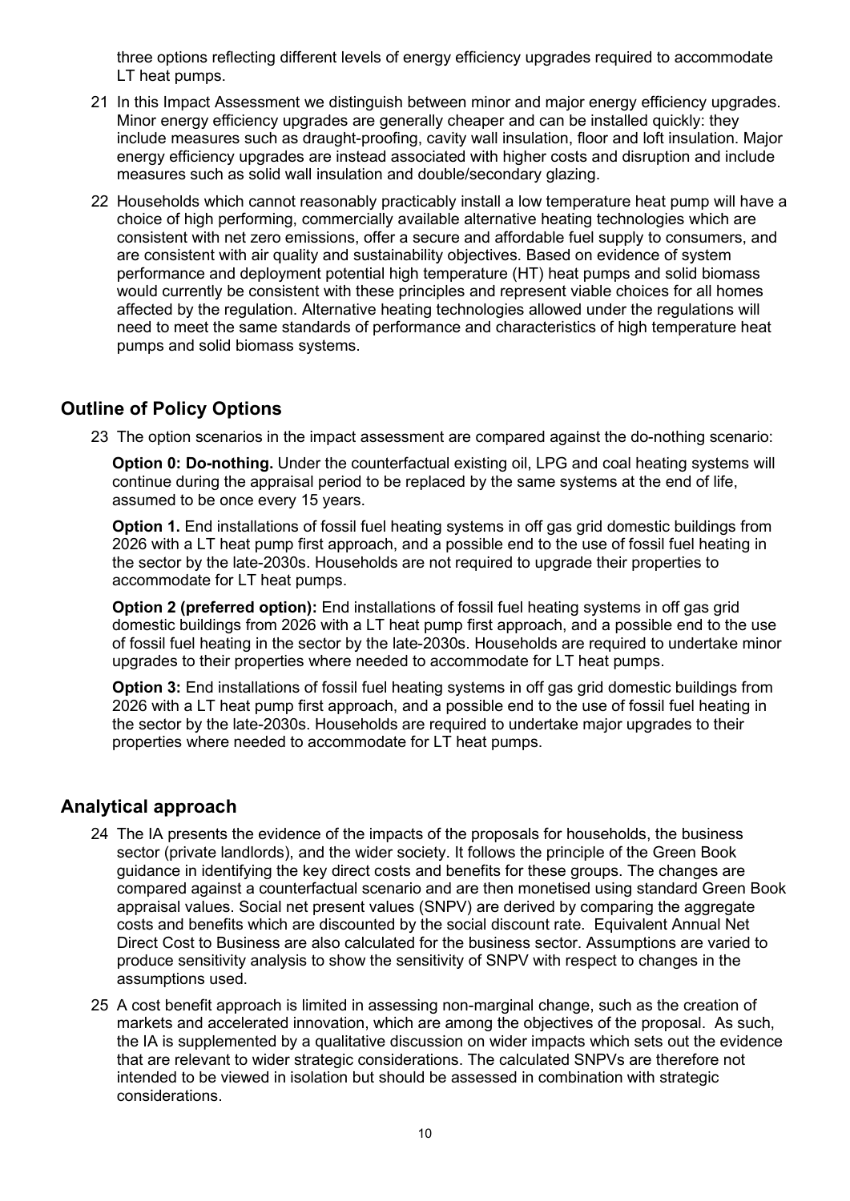three options reflecting different levels of energy efficiency upgrades required to accommodate LT heat pumps.

21 In this Impact Assessment we distinguish between minor and major energy efficiency upgrades. Minor energy efficiency upgrades are generally cheaper and can be installed quickly: they include measures such as draught-proofing, cavity wall insulation, floor and loft insulation. Major energy efficiency upgrades are instead associated with higher costs and disruption and include measures such as solid wall insulation and double/secondary glazing.

22 Households which cannot reasonably practicably install a low temperature heat pump will have a choice of high performing, commercially available alternative heating technologies which are consistent with net zero emissions, offer a secure and affordable fuel supply to consumers, and are consistent with air quality and sustainability objectives. Based on evidence of system performance and deployment potential high temperature (HT) heat pumps and solid biomass would currently be consistent with these principles and represent viable choices for all homes affected by the regulation. Alternative heating technologies allowed under the regulations will need to meet the same standards of performance and characteristics of high temperature heat pumps and solid biomass systems.

## Outline of Policy Options

23 The option scenarios in the impact assessment are compared against the do-nothing scenario:

**Option 0: Do-nothing.** Under the counterfactual existing oil, LPG and coal heating systems will continue during the appraisal period to be replaced by the same systems at the end of life, assumed to be once every 15 years.

**Option 1.** End installations of fossil fuel heating systems in off gas grid domestic buildings from 2026 with a LT heat pump first approach, and a possible end to the use of fossil fuel heating in the sector by the late-2030s. Households are not required to upgrade their properties to accommodate for LT heat pumps.

**Option 2 (preferred option):** End installations of fossil fuel heating systems in off gas grid domestic buildings from 2026 with a LT heat pump first approach, and a possible end to the use of fossil fuel heating in the sector by the late-2030s. Households are required to undertake minor upgrades to their properties where needed to accommodate for LT heat pumps.

**Option 3:** End installations of fossil fuel heating systems in off gas grid domestic buildings from 2026 with a LT heat pump first approach, and a possible end to the use of fossil fuel heating in the sector by the late-2030s. Households are required to undertake major upgrades to their properties where needed to accommodate for LT heat pumps.

## Analytical approach

24 The IA presents the evidence of the impacts of the proposals for households, the business sector (private landlords), and the wider society. It follows the principle of the Green Book guidance in identifying the key direct costs and benefits for these groups. The changes are compared against a counterfactual scenario and are then monetised using standard Green Book appraisal values. Social net present values (SNPV) are derived by comparing the aggregate costs and benefits which are discounted by the social discount rate. Equivalent Annual Net Direct Cost to Business are also calculated for the business sector. Assumptions are varied to produce sensitivity analysis to show the sensitivity of SNPV with respect to changes in the assumptions used.

25 A cost benefit approach is limited in assessing non-marginal change, such as the creation of markets and accelerated innovation, which are among the objectives of the proposal. As such, the IA is supplemented by a qualitative discussion on wider impacts which sets out the evidence that are relevant to wider strategic considerations. The calculated SNPVs are therefore not intended to be viewed in isolation but should be assessed in combination with strategic considerations.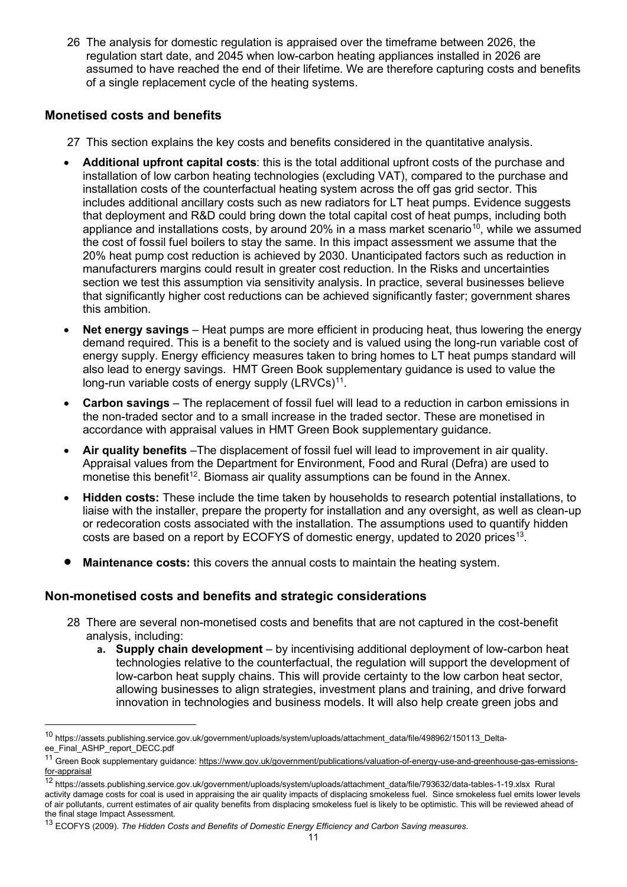26 The analysis for domestic regulation is appraised over the timeframe between 2026, the regulation start date, and 2045 when low-carbon heating appliances installed in 2026 are assumed to have reached the end of their lifetime. We are therefore capturing costs and benefits of a single replacement cycle of the heating systems.

## Monetised costs and benefits

27 This section explains the key costs and benefits considered in the quantitative analysis.

- **Additional upfront capital costs**: this is the total additional upfront costs of the purchase and installation of low carbon heating technologies (excluding VAT), compared to the purchase and installation costs of the counterfactual heating system across the off gas grid sector. This includes additional ancillary costs such as new radiators for LT heat pumps. Evidence suggests that deployment and R&D could bring down the total capital cost of heat pumps, including both appliance and installations costs, by around 20% in a mass market scenario[10], while we assumed the cost of fossil fuel boilers to stay the same. In this impact assessment we assume that the 20% heat pump cost reduction is achieved by 2030. Unanticipated factors such as reduction in manufacturers margins could result in greater cost reduction. In the Risks and uncertainties section we test this assumption via sensitivity analysis. In practice, several businesses believe that significantly higher cost reductions can be achieved significantly faster; government shares this ambition.
- **Net energy savings** – Heat pumps are more efficient in producing heat, thus lowering the energy demand required. This is a benefit to the society and is valued using the long-run variable cost of energy supply. Energy efficiency measures taken to bring homes to LT heat pumps standard will also lead to energy savings. HMT Green Book supplementary guidance is used to value the long-run variable costs of energy supply (LRVCs)[11].
- **Carbon savings** – The replacement of fossil fuel will lead to a reduction in carbon emissions in the non-traded sector and to a small increase in the traded sector. These are monetised in accordance with appraisal values in HMT Green Book supplementary guidance.
- **Air quality benefits** –The displacement of fossil fuel will lead to improvement in air quality. Appraisal values from the Department for Environment, Food and Rural (Defra) are used to monetise this benefit[12]. Biomass air quality assumptions can be found in the Annex.
- **Hidden costs:** These include the time taken by households to research potential installations, to liaise with the installer, prepare the property for installation and any oversight, as well as clean-up or redecoration costs associated with the installation. The assumptions used to quantify hidden costs are based on a report by ECOFYS of domestic energy, updated to 2020 prices[13].
- **Maintenance costs:** this covers the annual costs to maintain the heating system.

## Non-monetised costs and benefits and strategic considerations

28 There are several non-monetised costs and benefits that are not captured in the cost-benefit analysis, including:

a. **Supply chain development** – by incentivising additional deployment of low-carbon heat technologies relative to the counterfactual, the regulation will support the development of low-carbon heat supply chains. This will provide certainty to the low carbon heat sector, allowing businesses to align strategies, investment plans and training, and drive forward innovation in technologies and business models. It will also help create green jobs and

---

[10] https://assets.publishing.service.gov.uk/government/uploads/system/uploads/attachment_data/file/498962/150113_Delta-ee_Final_ASHP_report_DECC.pdf

[11] Green Book supplementary guidance: https://www.gov.uk/government/publications/valuation-of-energy-use-and-greenhouse-gas-emissions-for-appraisal

[12] https://assets.publishing.service.gov.uk/government/uploads/system/uploads/attachment_data/file/793632/data-tables-1-19.xlsx Rural activity damage costs for coal is used in appraising the air quality impacts of displacing smokeless fuel. Since smokeless fuel emits lower levels of air pollutants, current estimates of air quality benefits from displacing smokeless fuel is likely to be optimistic. This will be reviewed ahead of the final stage Impact Assessment.

[13] ECOFYS (2009). *The Hidden Costs and Benefits of Domestic Energy Efficiency and Carbon Saving measures*.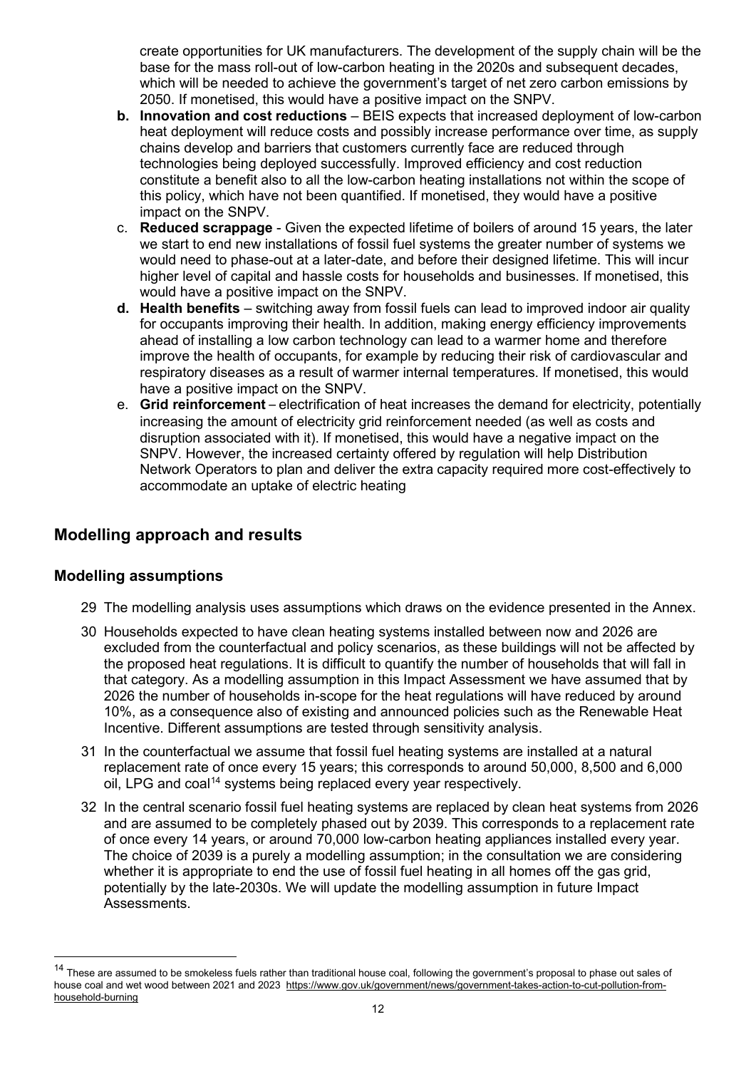create opportunities for UK manufacturers. The development of the supply chain will be the base for the mass roll-out of low-carbon heating in the 2020s and subsequent decades, which will be needed to achieve the government's target of net zero carbon emissions by 2050. If monetised, this would have a positive impact on the SNPV.

b. **Innovation and cost reductions** – BEIS expects that increased deployment of low-carbon heat deployment will reduce costs and possibly increase performance over time, as supply chains develop and barriers that customers currently face are reduced through technologies being deployed successfully. Improved efficiency and cost reduction constitute a benefit also to all the low-carbon heating installations not within the scope of this policy, which have not been quantified. If monetised, they would have a positive impact on the SNPV.

c. **Reduced scrappage** - Given the expected lifetime of boilers of around 15 years, the later we start to end new installations of fossil fuel systems the greater number of systems we would need to phase-out at a later-date, and before their designed lifetime. This will incur higher level of capital and hassle costs for households and businesses. If monetised, this would have a positive impact on the SNPV.

d. **Health benefits** – switching away from fossil fuels can lead to improved indoor air quality for occupants improving their health. In addition, making energy efficiency improvements ahead of installing a low carbon technology can lead to a warmer home and therefore improve the health of occupants, for example by reducing their risk of cardiovascular and respiratory diseases as a result of warmer internal temperatures. If monetised, this would have a positive impact on the SNPV.

e. **Grid reinforcement** – electrification of heat increases the demand for electricity, potentially increasing the amount of electricity grid reinforcement needed (as well as costs and disruption associated with it). If monetised, this would have a negative impact on the SNPV. However, the increased certainty offered by regulation will help Distribution Network Operators to plan and deliver the extra capacity required more cost-effectively to accommodate an uptake of electric heating

## Modelling approach and results

### Modelling assumptions

29 The modelling analysis uses assumptions which draws on the evidence presented in the Annex.

30 Households expected to have clean heating systems installed between now and 2026 are excluded from the counterfactual and policy scenarios, as these buildings will not be affected by the proposed heat regulations. It is difficult to quantify the number of households that will fall in that category. As a modelling assumption in this Impact Assessment we have assumed that by 2026 the number of households in-scope for the heat regulations will have reduced by around 10%, as a consequence also of existing and announced policies such as the Renewable Heat Incentive. Different assumptions are tested through sensitivity analysis.

31 In the counterfactual we assume that fossil fuel heating systems are installed at a natural replacement rate of once every 15 years; this corresponds to around 50,000, 8,500 and 6,000 oil, LPG and coal[14] systems being replaced every year respectively.

32 In the central scenario fossil fuel heating systems are replaced by clean heat systems from 2026 and are assumed to be completely phased out by 2039. This corresponds to a replacement rate of once every 14 years, or around 70,000 low-carbon heating appliances installed every year. The choice of 2039 is a purely a modelling assumption; in the consultation we are considering whether it is appropriate to end the use of fossil fuel heating in all homes off the gas grid, potentially by the late-2030s. We will update the modelling assumption in future Impact Assessments.

[14] These are assumed to be smokeless fuels rather than traditional house coal, following the government's proposal to phase out sales of house coal and wet wood between 2021 and 2023 https://www.gov.uk/government/news/government-takes-action-to-cut-pollution-from-household-burning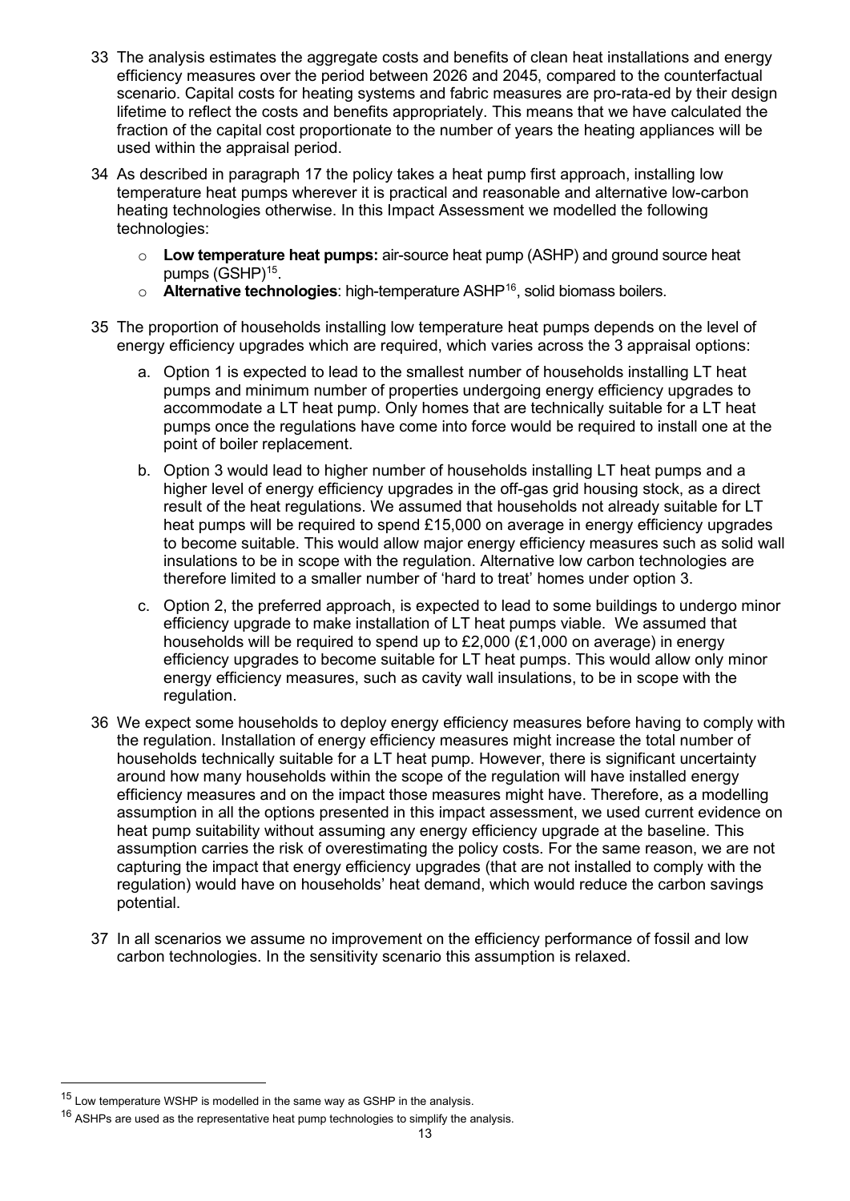33 The analysis estimates the aggregate costs and benefits of clean heat installations and energy efficiency measures over the period between 2026 and 2045, compared to the counterfactual scenario. Capital costs for heating systems and fabric measures are pro-rata-ed by their design lifetime to reflect the costs and benefits appropriately. This means that we have calculated the fraction of the capital cost proportionate to the number of years the heating appliances will be used within the appraisal period.

34 As described in paragraph 17 the policy takes a heat pump first approach, installing low temperature heat pumps wherever it is practical and reasonable and alternative low-carbon heating technologies otherwise. In this Impact Assessment we modelled the following technologies:

- **Low temperature heat pumps:** air-source heat pump (ASHP) and ground source heat pumps (GSHP)[15].
- **Alternative technologies**: high-temperature ASHP[16], solid biomass boilers.

35 The proportion of households installing low temperature heat pumps depends on the level of energy efficiency upgrades which are required, which varies across the 3 appraisal options:

a. Option 1 is expected to lead to the smallest number of households installing LT heat pumps and minimum number of properties undergoing energy efficiency upgrades to accommodate a LT heat pump. Only homes that are technically suitable for a LT heat pumps once the regulations have come into force would be required to install one at the point of boiler replacement.

b. Option 3 would lead to higher number of households installing LT heat pumps and a higher level of energy efficiency upgrades in the off-gas grid housing stock, as a direct result of the heat regulations. We assumed that households not already suitable for LT heat pumps will be required to spend £15,000 on average in energy efficiency upgrades to become suitable. This would allow major energy efficiency measures such as solid wall insulations to be in scope with the regulation. Alternative low carbon technologies are therefore limited to a smaller number of 'hard to treat' homes under option 3.

c. Option 2, the preferred approach, is expected to lead to some buildings to undergo minor efficiency upgrade to make installation of LT heat pumps viable. We assumed that households will be required to spend up to £2,000 (£1,000 on average) in energy efficiency upgrades to become suitable for LT heat pumps. This would allow only minor energy efficiency measures, such as cavity wall insulations, to be in scope with the regulation.

36 We expect some households to deploy energy efficiency measures before having to comply with the regulation. Installation of energy efficiency measures might increase the total number of households technically suitable for a LT heat pump. However, there is significant uncertainty around how many households within the scope of the regulation will have installed energy efficiency measures and on the impact those measures might have. Therefore, as a modelling assumption in all the options presented in this impact assessment, we used current evidence on heat pump suitability without assuming any energy efficiency upgrade at the baseline. This assumption carries the risk of overestimating the policy costs. For the same reason, we are not capturing the impact that energy efficiency upgrades (that are not installed to comply with the regulation) would have on households' heat demand, which would reduce the carbon savings potential.

37 In all scenarios we assume no improvement on the efficiency performance of fossil and low carbon technologies. In the sensitivity scenario this assumption is relaxed.

[15] Low temperature WSHP is modelled in the same way as GSHP in the analysis.

[16] ASHPs are used as the representative heat pump technologies to simplify the analysis.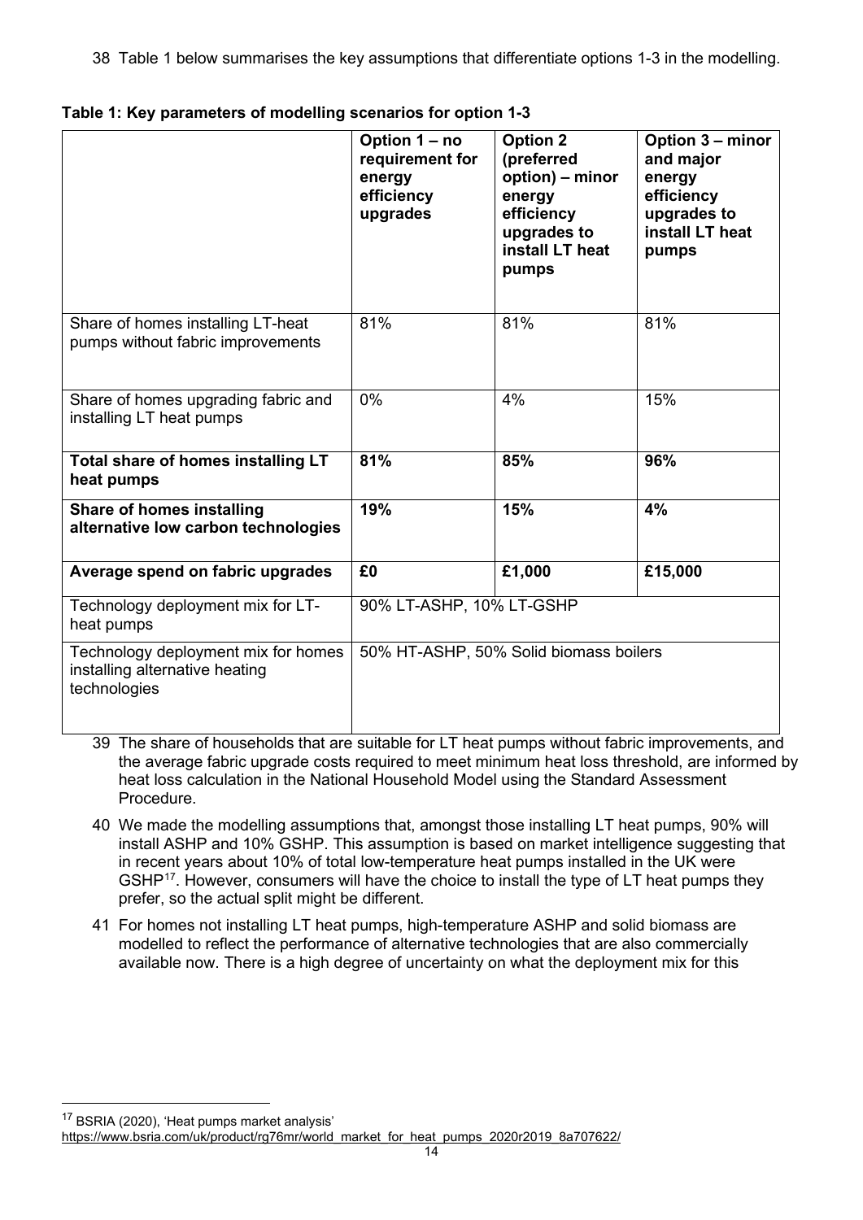38 Table 1 below summarises the key assumptions that differentiate options 1-3 in the modelling.

**Table 1: Key parameters of modelling scenarios for option 1-3**

| | **Option 1 – no requirement for energy efficiency upgrades** | **Option 2 (preferred option) – minor energy efficiency upgrades to install LT heat pumps** | **Option 3 – minor and major energy efficiency upgrades to install LT heat pumps** |
|---|---|---|---|
| Share of homes installing LT-heat pumps without fabric improvements | 81% | 81% | 81% |
| Share of homes upgrading fabric and installing LT heat pumps | 0% | 4% | 15% |
| **Total share of homes installing LT heat pumps** | **81%** | **85%** | **96%** |
| **Share of homes installing alternative low carbon technologies** | **19%** | **15%** | **4%** |
| **Average spend on fabric upgrades** | **£0** | **£1,000** | **£15,000** |
| Technology deployment mix for LT-heat pumps | 90% LT-ASHP, 10% LT-GSHP | | |
| Technology deployment mix for homes installing alternative heating technologies | 50% HT-ASHP, 50% Solid biomass boilers | | |

39 The share of households that are suitable for LT heat pumps without fabric improvements, and the average fabric upgrade costs required to meet minimum heat loss threshold, are informed by heat loss calculation in the National Household Model using the Standard Assessment Procedure.

40 We made the modelling assumptions that, amongst those installing LT heat pumps, 90% will install ASHP and 10% GSHP. This assumption is based on market intelligence suggesting that in recent years about 10% of total low-temperature heat pumps installed in the UK were GSHP[17]. However, consumers will have the choice to install the type of LT heat pumps they prefer, so the actual split might be different.

41 For homes not installing LT heat pumps, high-temperature ASHP and solid biomass are modelled to reflect the performance of alternative technologies that are also commercially available now. There is a high degree of uncertainty on what the deployment mix for this

[17] BSRIA (2020), 'Heat pumps market analysis' https://www.bsria.com/uk/product/rg76mr/world_market_for_heat_pumps_2020r2019_8a707622/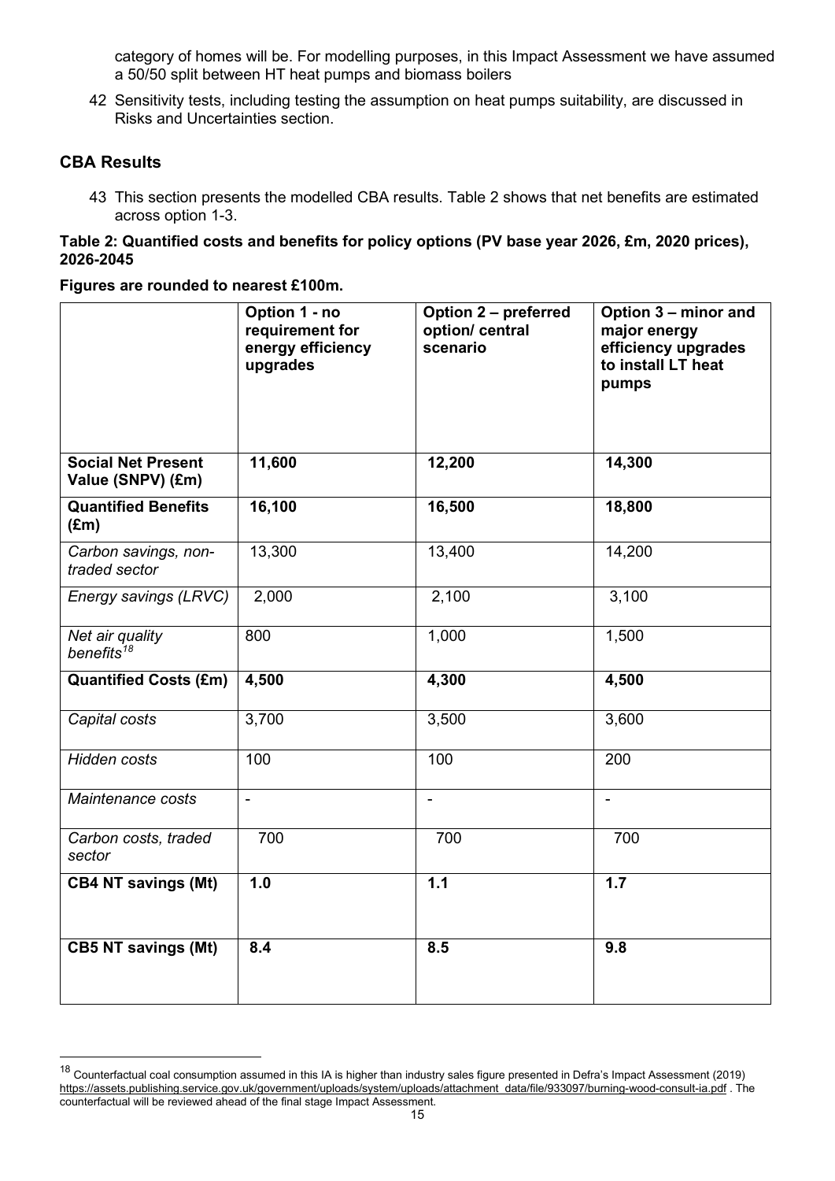category of homes will be. For modelling purposes, in this Impact Assessment we have assumed a 50/50 split between HT heat pumps and biomass boilers

42 Sensitivity tests, including testing the assumption on heat pumps suitability, are discussed in Risks and Uncertainties section.

## CBA Results

43 This section presents the modelled CBA results. Table 2 shows that net benefits are estimated across option 1-3.

**Table 2: Quantified costs and benefits for policy options (PV base year 2026, £m, 2020 prices), 2026-2045**

**Figures are rounded to nearest £100m.**

| | **Option 1 - no requirement for energy efficiency upgrades** | **Option 2 – preferred option/ central scenario** | **Option 3 – minor and major energy efficiency upgrades to install LT heat pumps** |
|---|---|---|---|
| **Social Net Present Value (SNPV) (£m)** | **11,600** | **12,200** | **14,300** |
| **Quantified Benefits (£m)** | **16,100** | **16,500** | **18,800** |
| *Carbon savings, non-traded sector* | 13,300 | 13,400 | 14,200 |
| *Energy savings (LRVC)* | 2,000 | 2,100 | 3,100 |
| *Net air quality benefits*[18] | 800 | 1,000 | 1,500 |
| **Quantified Costs (£m)** | **4,500** | **4,300** | **4,500** |
| *Capital costs* | 3,700 | 3,500 | 3,600 |
| *Hidden costs* | 100 | 100 | 200 |
| *Maintenance costs* | - | - | - |
| *Carbon costs, traded sector* | 700 | 700 | 700 |
| **CB4 NT savings (Mt)** | **1.0** | **1.1** | **1.7** |
| **CB5 NT savings (Mt)** | **8.4** | **8.5** | **9.8** |

[18] Counterfactual coal consumption assumed in this IA is higher than industry sales figure presented in Defra's Impact Assessment (2019) https://assets.publishing.service.gov.uk/government/uploads/system/uploads/attachment_data/file/933097/burning-wood-consult-ia.pdf . The counterfactual will be reviewed ahead of the final stage Impact Assessment.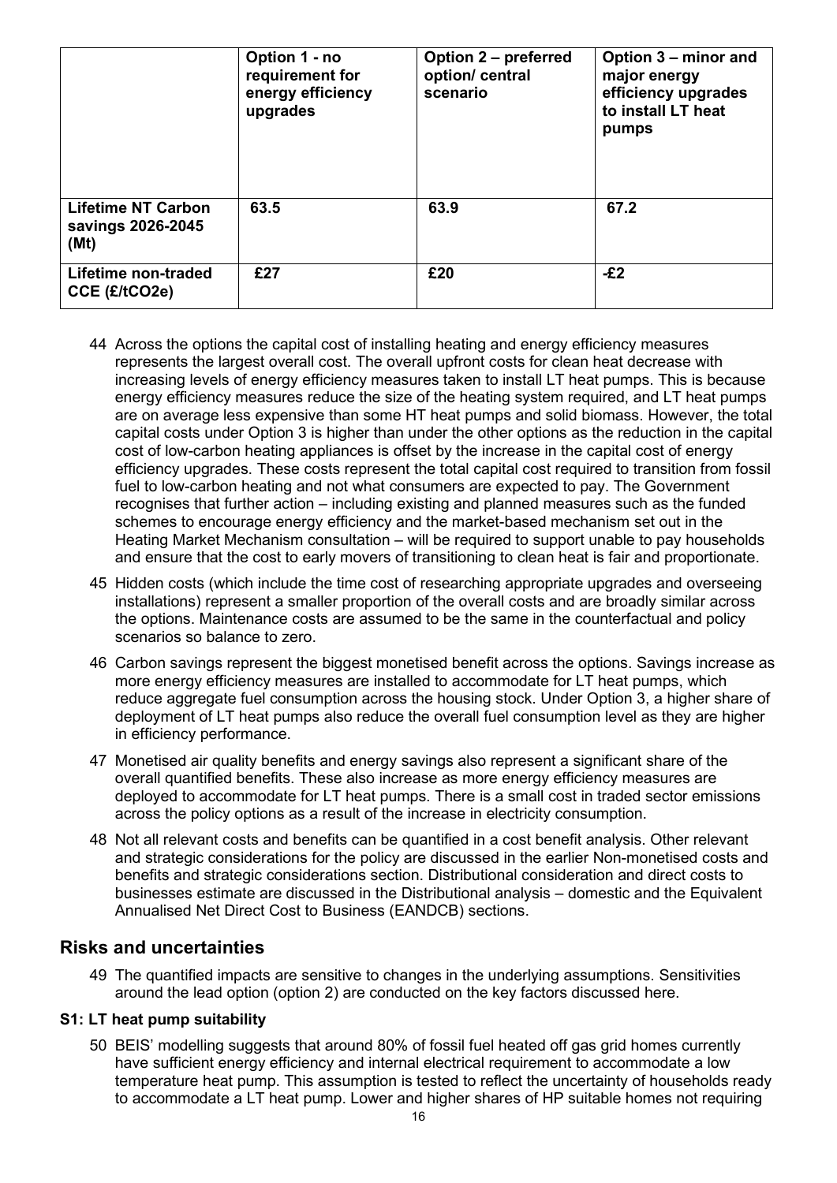| | Option 1 - no requirement for energy efficiency upgrades | Option 2 – preferred option/ central scenario | Option 3 – minor and major energy efficiency upgrades to install LT heat pumps |
|---|---|---|---|
| **Lifetime NT Carbon savings 2026-2045 (Mt)** | **63.5** | **63.9** | **67.2** |
| **Lifetime non-traded CCE (£/tCO2e)** | **£27** | **£20** | **-£2** |

44 Across the options the capital cost of installing heating and energy efficiency measures represents the largest overall cost. The overall upfront costs for clean heat decrease with increasing levels of energy efficiency measures taken to install LT heat pumps. This is because energy efficiency measures reduce the size of the heating system required, and LT heat pumps are on average less expensive than some HT heat pumps and solid biomass. However, the total capital costs under Option 3 is higher than under the other options as the reduction in the capital cost of low-carbon heating appliances is offset by the increase in the capital cost of energy efficiency upgrades. These costs represent the total capital cost required to transition from fossil fuel to low-carbon heating and not what consumers are expected to pay. The Government recognises that further action – including existing and planned measures such as the funded schemes to encourage energy efficiency and the market-based mechanism set out in the Heating Market Mechanism consultation – will be required to support unable to pay households and ensure that the cost to early movers of transitioning to clean heat is fair and proportionate.

45 Hidden costs (which include the time cost of researching appropriate upgrades and overseeing installations) represent a smaller proportion of the overall costs and are broadly similar across the options. Maintenance costs are assumed to be the same in the counterfactual and policy scenarios so balance to zero.

46 Carbon savings represent the biggest monetised benefit across the options. Savings increase as more energy efficiency measures are installed to accommodate for LT heat pumps, which reduce aggregate fuel consumption across the housing stock. Under Option 3, a higher share of deployment of LT heat pumps also reduce the overall fuel consumption level as they are higher in efficiency performance.

47 Monetised air quality benefits and energy savings also represent a significant share of the overall quantified benefits. These also increase as more energy efficiency measures are deployed to accommodate for LT heat pumps. There is a small cost in traded sector emissions across the policy options as a result of the increase in electricity consumption.

48 Not all relevant costs and benefits can be quantified in a cost benefit analysis. Other relevant and strategic considerations for the policy are discussed in the earlier Non-monetised costs and benefits and strategic considerations section. Distributional consideration and direct costs to businesses estimate are discussed in the Distributional analysis – domestic and the Equivalent Annualised Net Direct Cost to Business (EANDCB) sections.

## Risks and uncertainties

49 The quantified impacts are sensitive to changes in the underlying assumptions. Sensitivities around the lead option (option 2) are conducted on the key factors discussed here.

### S1: LT heat pump suitability

50 BEIS' modelling suggests that around 80% of fossil fuel heated off gas grid homes currently have sufficient energy efficiency and internal electrical requirement to accommodate a low temperature heat pump. This assumption is tested to reflect the uncertainty of households ready to accommodate a LT heat pump. Lower and higher shares of HP suitable homes not requiring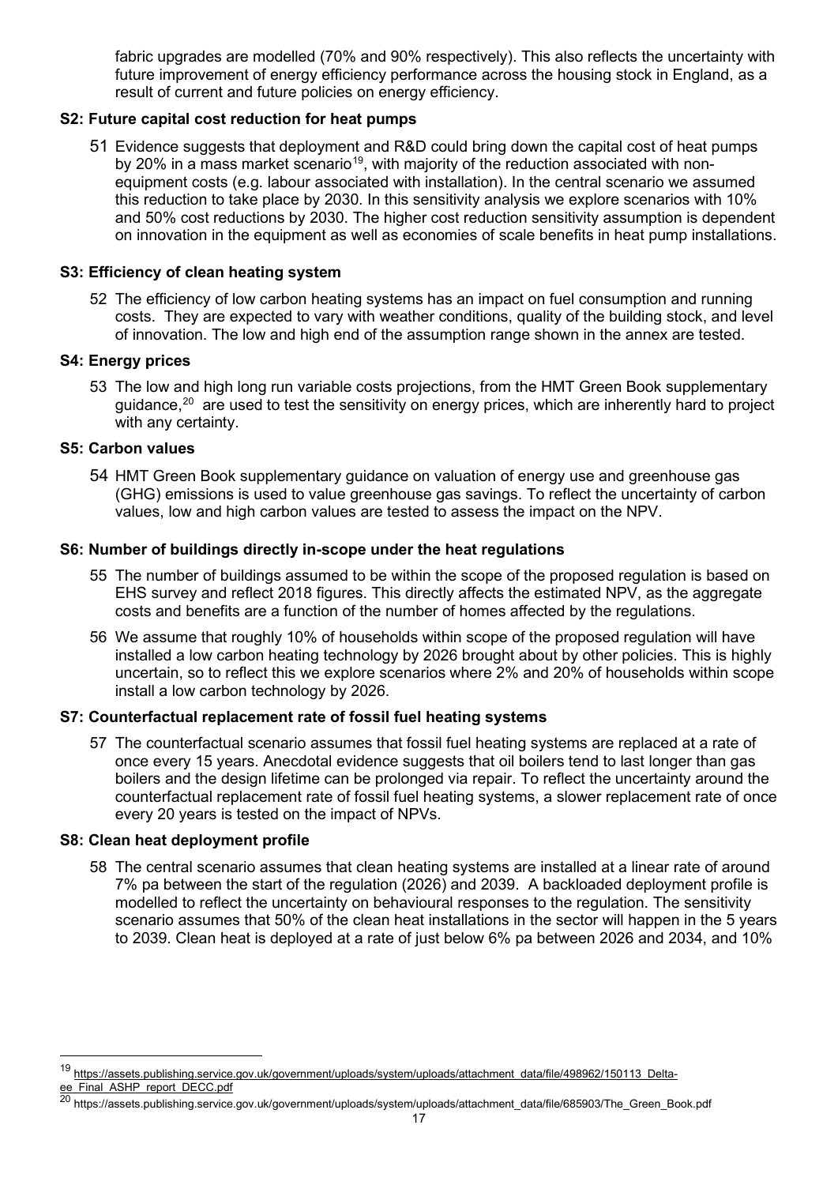fabric upgrades are modelled (70% and 90% respectively). This also reflects the uncertainty with future improvement of energy efficiency performance across the housing stock in England, as a result of current and future policies on energy efficiency.

### S2: Future capital cost reduction for heat pumps

51 Evidence suggests that deployment and R&D could bring down the capital cost of heat pumps by 20% in a mass market scenario[19], with majority of the reduction associated with non-equipment costs (e.g. labour associated with installation). In the central scenario we assumed this reduction to take place by 2030. In this sensitivity analysis we explore scenarios with 10% and 50% cost reductions by 2030. The higher cost reduction sensitivity assumption is dependent on innovation in the equipment as well as economies of scale benefits in heat pump installations.

### S3: Efficiency of clean heating system

52 The efficiency of low carbon heating systems has an impact on fuel consumption and running costs. They are expected to vary with weather conditions, quality of the building stock, and level of innovation. The low and high end of the assumption range shown in the annex are tested.

### S4: Energy prices

53 The low and high long run variable costs projections, from the HMT Green Book supplementary guidance,[20] are used to test the sensitivity on energy prices, which are inherently hard to project with any certainty.

### S5: Carbon values

54 HMT Green Book supplementary guidance on valuation of energy use and greenhouse gas (GHG) emissions is used to value greenhouse gas savings. To reflect the uncertainty of carbon values, low and high carbon values are tested to assess the impact on the NPV.

### S6: Number of buildings directly in-scope under the heat regulations

55 The number of buildings assumed to be within the scope of the proposed regulation is based on EHS survey and reflect 2018 figures. This directly affects the estimated NPV, as the aggregate costs and benefits are a function of the number of homes affected by the regulations.

56 We assume that roughly 10% of households within scope of the proposed regulation will have installed a low carbon heating technology by 2026 brought about by other policies. This is highly uncertain, so to reflect this we explore scenarios where 2% and 20% of households within scope install a low carbon technology by 2026.

### S7: Counterfactual replacement rate of fossil fuel heating systems

57 The counterfactual scenario assumes that fossil fuel heating systems are replaced at a rate of once every 15 years. Anecdotal evidence suggests that oil boilers tend to last longer than gas boilers and the design lifetime can be prolonged via repair. To reflect the uncertainty around the counterfactual replacement rate of fossil fuel heating systems, a slower replacement rate of once every 20 years is tested on the impact of NPVs.

### S8: Clean heat deployment profile

58 The central scenario assumes that clean heating systems are installed at a linear rate of around 7% pa between the start of the regulation (2026) and 2039. A backloaded deployment profile is modelled to reflect the uncertainty on behavioural responses to the regulation. The sensitivity scenario assumes that 50% of the clean heat installations in the sector will happen in the 5 years to 2039. Clean heat is deployed at a rate of just below 6% pa between 2026 and 2034, and 10%

---

[19] https://assets.publishing.service.gov.uk/government/uploads/system/uploads/attachment_data/file/498962/150113_Delta-ee_Final_ASHP_report_DECC.pdf

[20] https://assets.publishing.service.gov.uk/government/uploads/system/uploads/attachment_data/file/685903/The_Green_Book.pdf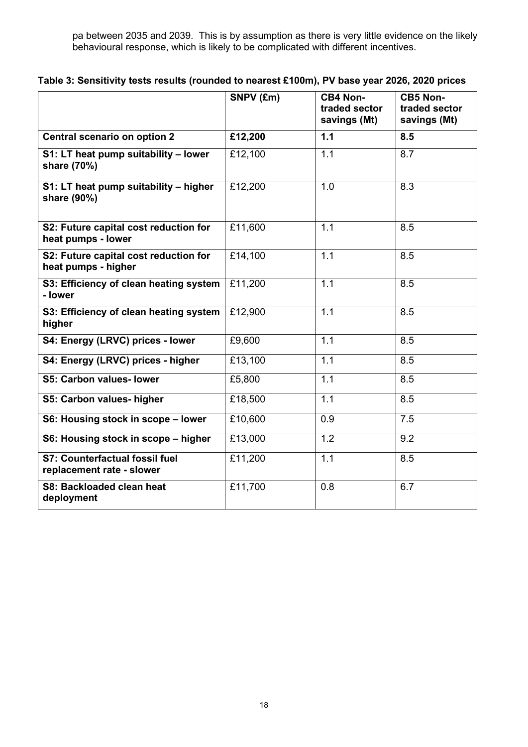pa between 2035 and 2039. This is by assumption as there is very little evidence on the likely behavioural response, which is likely to be complicated with different incentives.

**Table 3: Sensitivity tests results (rounded to nearest £100m), PV base year 2026, 2020 prices**

| | SNPV (£m) | CB4 Non-traded sector savings (Mt) | CB5 Non-traded sector savings (Mt) |
|---|---|---|---|
| **Central scenario on option 2** | **£12,200** | **1.1** | **8.5** |
| **S1: LT heat pump suitability – lower share (70%)** | £12,100 | 1.1 | 8.7 |
| **S1: LT heat pump suitability – higher share (90%)** | £12,200 | 1.0 | 8.3 |
| **S2: Future capital cost reduction for heat pumps - lower** | £11,600 | 1.1 | 8.5 |
| **S2: Future capital cost reduction for heat pumps - higher** | £14,100 | 1.1 | 8.5 |
| **S3: Efficiency of clean heating system - lower** | £11,200 | 1.1 | 8.5 |
| **S3: Efficiency of clean heating system higher** | £12,900 | 1.1 | 8.5 |
| **S4: Energy (LRVC) prices - lower** | £9,600 | 1.1 | 8.5 |
| **S4: Energy (LRVC) prices - higher** | £13,100 | 1.1 | 8.5 |
| **S5: Carbon values- lower** | £5,800 | 1.1 | 8.5 |
| **S5: Carbon values- higher** | £18,500 | 1.1 | 8.5 |
| **S6: Housing stock in scope – lower** | £10,600 | 0.9 | 7.5 |
| **S6: Housing stock in scope – higher** | £13,000 | 1.2 | 9.2 |
| **S7: Counterfactual fossil fuel replacement rate - slower** | £11,200 | 1.1 | 8.5 |
| **S8: Backloaded clean heat deployment** | £11,700 | 0.8 | 6.7 |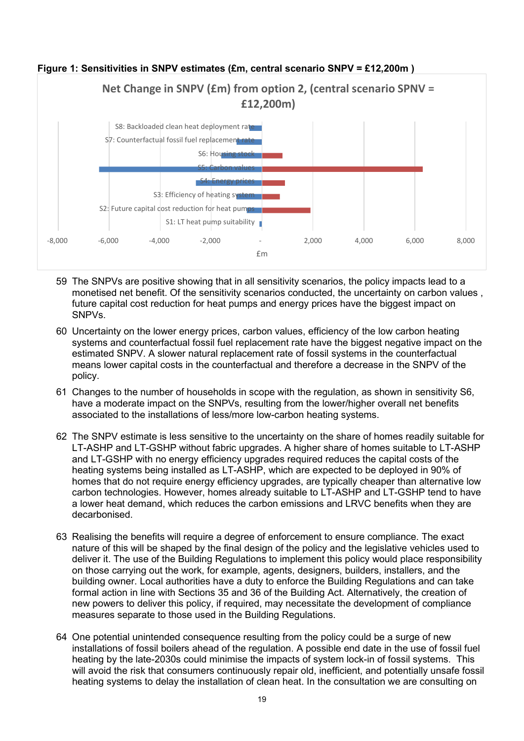**Figure 1: Sensitivities in SNPV estimates (£m, central scenario SNPV = £12,200m )**

59 The SNPVs are positive showing that in all sensitivity scenarios, the policy impacts lead to a monetised net benefit. Of the sensitivity scenarios conducted, the uncertainty on carbon values , future capital cost reduction for heat pumps and energy prices have the biggest impact on SNPVs.

60 Uncertainty on the lower energy prices, carbon values, efficiency of the low carbon heating systems and counterfactual fossil fuel replacement rate have the biggest negative impact on the estimated SNPV. A slower natural replacement rate of fossil systems in the counterfactual means lower capital costs in the counterfactual and therefore a decrease in the SNPV of the policy.

61 Changes to the number of households in scope with the regulation, as shown in sensitivity S6, have a moderate impact on the SNPVs, resulting from the lower/higher overall net benefits associated to the installations of less/more low-carbon heating systems.

62 The SNPV estimate is less sensitive to the uncertainty on the share of homes readily suitable for LT-ASHP and LT-GSHP without fabric upgrades. A higher share of homes suitable to LT-ASHP and LT-GSHP with no energy efficiency upgrades required reduces the capital costs of the heating systems being installed as LT-ASHP, which are expected to be deployed in 90% of homes that do not require energy efficiency upgrades, are typically cheaper than alternative low carbon technologies. However, homes already suitable to LT-ASHP and LT-GSHP tend to have a lower heat demand, which reduces the carbon emissions and LRVC benefits when they are decarbonised.

63 Realising the benefits will require a degree of enforcement to ensure compliance. The exact nature of this will be shaped by the final design of the policy and the legislative vehicles used to deliver it. The use of the Building Regulations to implement this policy would place responsibility on those carrying out the work, for example, agents, designers, builders, installers, and the building owner. Local authorities have a duty to enforce the Building Regulations and can take formal action in line with Sections 35 and 36 of the Building Act. Alternatively, the creation of new powers to deliver this policy, if required, may necessitate the development of compliance measures separate to those used in the Building Regulations.

64 One potential unintended consequence resulting from the policy could be a surge of new installations of fossil boilers ahead of the regulation. A possible end date in the use of fossil fuel heating by the late-2030s could minimise the impacts of system lock-in of fossil systems. This will avoid the risk that consumers continuously repair old, inefficient, and potentially unsafe fossil heating systems to delay the installation of clean heat. In the consultation we are consulting on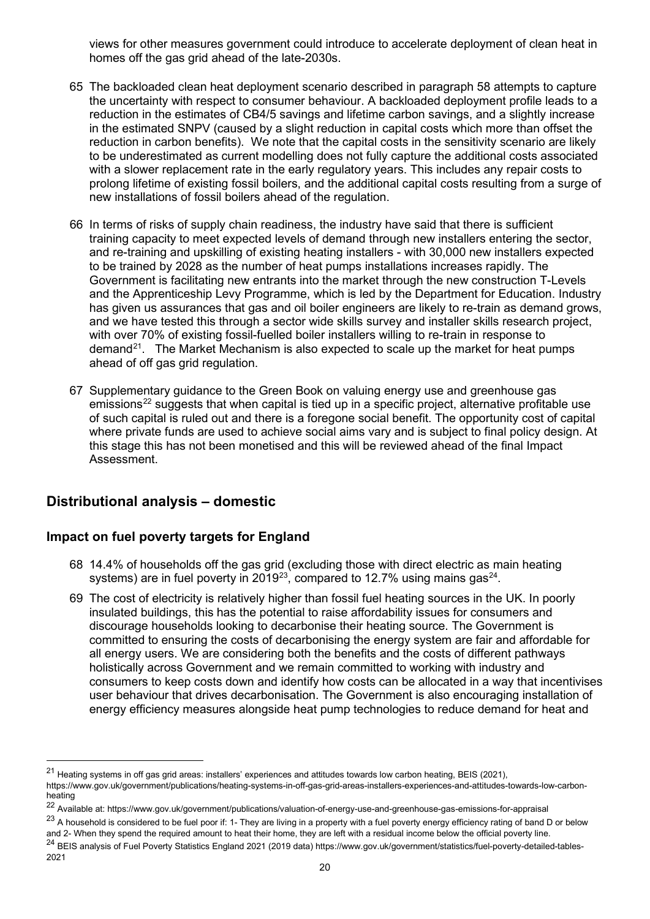views for other measures government could introduce to accelerate deployment of clean heat in homes off the gas grid ahead of the late-2030s.

65 The backloaded clean heat deployment scenario described in paragraph 58 attempts to capture the uncertainty with respect to consumer behaviour. A backloaded deployment profile leads to a reduction in the estimates of CB4/5 savings and lifetime carbon savings, and a slightly increase in the estimated SNPV (caused by a slight reduction in capital costs which more than offset the reduction in carbon benefits). We note that the capital costs in the sensitivity scenario are likely to be underestimated as current modelling does not fully capture the additional costs associated with a slower replacement rate in the early regulatory years. This includes any repair costs to prolong lifetime of existing fossil boilers, and the additional capital costs resulting from a surge of new installations of fossil boilers ahead of the regulation.

66 In terms of risks of supply chain readiness, the industry have said that there is sufficient training capacity to meet expected levels of demand through new installers entering the sector, and re-training and upskilling of existing heating installers - with 30,000 new installers expected to be trained by 2028 as the number of heat pumps installations increases rapidly. The Government is facilitating new entrants into the market through the new construction T-Levels and the Apprenticeship Levy Programme, which is led by the Department for Education. Industry has given us assurances that gas and oil boiler engineers are likely to re-train as demand grows, and we have tested this through a sector wide skills survey and installer skills research project, with over 70% of existing fossil-fuelled boiler installers willing to re-train in response to demand[21]. The Market Mechanism is also expected to scale up the market for heat pumps ahead of off gas grid regulation.

67 Supplementary guidance to the Green Book on valuing energy use and greenhouse gas emissions[22] suggests that when capital is tied up in a specific project, alternative profitable use of such capital is ruled out and there is a foregone social benefit. The opportunity cost of capital where private funds are used to achieve social aims vary and is subject to final policy design. At this stage this has not been monetised and this will be reviewed ahead of the final Impact Assessment.

## Distributional analysis – domestic

### Impact on fuel poverty targets for England

68 14.4% of households off the gas grid (excluding those with direct electric as main heating systems) are in fuel poverty in 2019[23], compared to 12.7% using mains gas[24].

69 The cost of electricity is relatively higher than fossil fuel heating sources in the UK. In poorly insulated buildings, this has the potential to raise affordability issues for consumers and discourage households looking to decarbonise their heating source. The Government is committed to ensuring the costs of decarbonising the energy system are fair and affordable for all energy users. We are considering both the benefits and the costs of different pathways holistically across Government and we remain committed to working with industry and consumers to keep costs down and identify how costs can be allocated in a way that incentivises user behaviour that drives decarbonisation. The Government is also encouraging installation of energy efficiency measures alongside heat pump technologies to reduce demand for heat and

---

[21] Heating systems in off gas grid areas: installers' experiences and attitudes towards low carbon heating, BEIS (2021), https://www.gov.uk/government/publications/heating-systems-in-off-gas-grid-areas-installers-experiences-and-attitudes-towards-low-carbon-heating

[22] Available at: https://www.gov.uk/government/publications/valuation-of-energy-use-and-greenhouse-gas-emissions-for-appraisal

[23] A household is considered to be fuel poor if: 1- They are living in a property with a fuel poverty energy efficiency rating of band D or below and 2- When they spend the required amount to heat their home, they are left with a residual income below the official poverty line.

[24] BEIS analysis of Fuel Poverty Statistics England 2021 (2019 data) https://www.gov.uk/government/statistics/fuel-poverty-detailed-tables-2021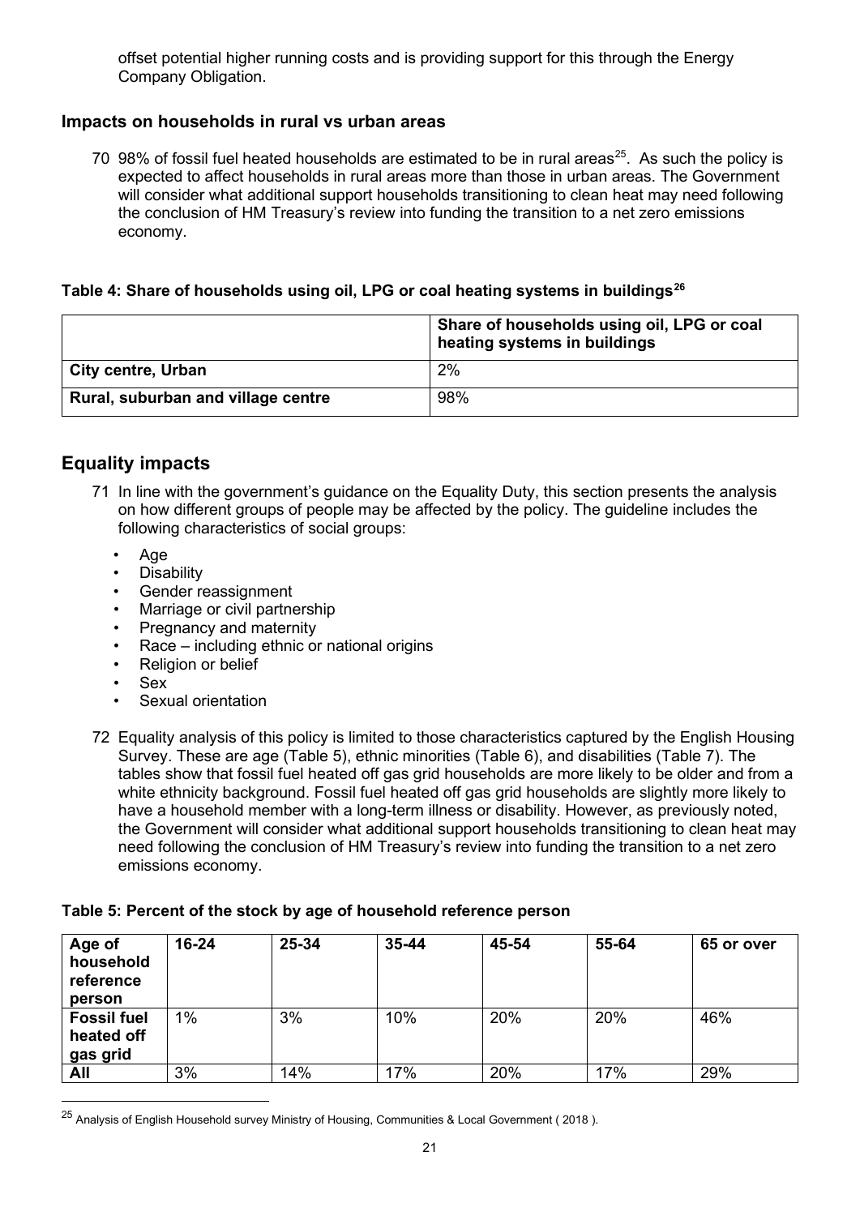offset potential higher running costs and is providing support for this through the Energy Company Obligation.

### Impacts on households in rural vs urban areas

70 98% of fossil fuel heated households are estimated to be in rural areas[25]. As such the policy is expected to affect households in rural areas more than those in urban areas. The Government will consider what additional support households transitioning to clean heat may need following the conclusion of HM Treasury's review into funding the transition to a net zero emissions economy.

**Table 4: Share of households using oil, LPG or coal heating systems in buildings[26]**

| | Share of households using oil, LPG or coal heating systems in buildings |
|---|---|
| **City centre, Urban** | 2% |
| **Rural, suburban and village centre** | 98% |

## Equality impacts

71 In line with the government's guidance on the Equality Duty, this section presents the analysis on how different groups of people may be affected by the policy. The guideline includes the following characteristics of social groups:

- Age
- Disability
- Gender reassignment
- Marriage or civil partnership
- Pregnancy and maternity
- Race – including ethnic or national origins
- Religion or belief
- Sex
- Sexual orientation

72 Equality analysis of this policy is limited to those characteristics captured by the English Housing Survey. These are age (Table 5), ethnic minorities (Table 6), and disabilities (Table 7). The tables show that fossil fuel heated off gas grid households are more likely to be older and from a white ethnicity background. Fossil fuel heated off gas grid households are slightly more likely to have a household member with a long-term illness or disability. However, as previously noted, the Government will consider what additional support households transitioning to clean heat may need following the conclusion of HM Treasury's review into funding the transition to a net zero emissions economy.

**Table 5: Percent of the stock by age of household reference person**

| Age of household reference person | 16-24 | 25-34 | 35-44 | 45-54 | 55-64 | 65 or over |
|---|---|---|---|---|---|---|
| **Fossil fuel heated off gas grid** | 1% | 3% | 10% | 20% | 20% | 46% |
| **All** | 3% | 14% | 17% | 20% | 17% | 29% |

[25] Analysis of English Household survey Ministry of Housing, Communities & Local Government ( 2018 ).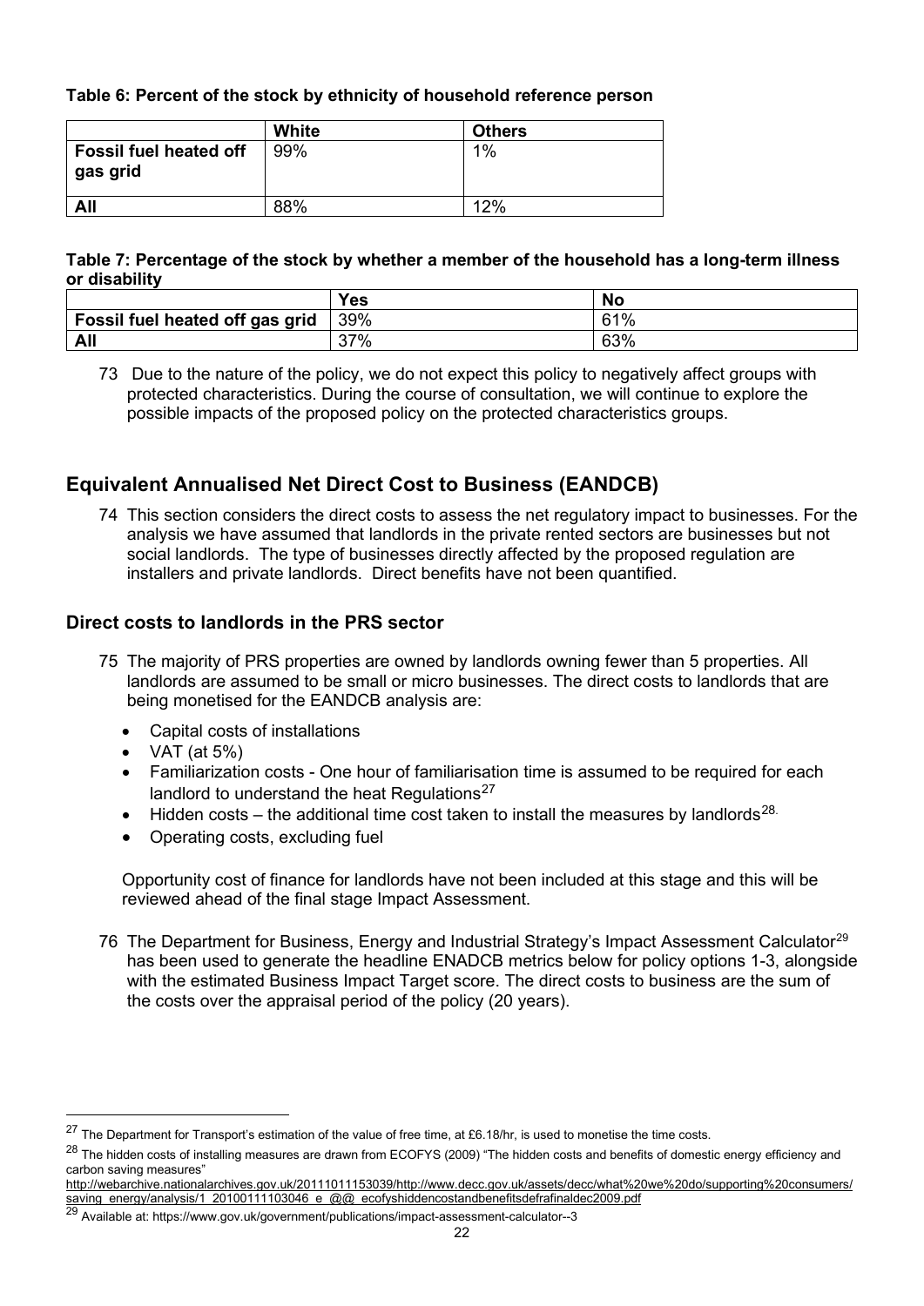**Table 6: Percent of the stock by ethnicity of household reference person**

| | White | Others |
|---|---|---|
| **Fossil fuel heated off gas grid** | 99% | 1% |
| **All** | 88% | 12% |

**Table 7: Percentage of the stock by whether a member of the household has a long-term illness or disability**

| | Yes | No |
|---|---|---|
| **Fossil fuel heated off gas grid** | 39% | 61% |
| **All** | 37% | 63% |

73 Due to the nature of the policy, we do not expect this policy to negatively affect groups with protected characteristics. During the course of consultation, we will continue to explore the possible impacts of the proposed policy on the protected characteristics groups.

## Equivalent Annualised Net Direct Cost to Business (EANDCB)

74 This section considers the direct costs to assess the net regulatory impact to businesses. For the analysis we have assumed that landlords in the private rented sectors are businesses but not social landlords. The type of businesses directly affected by the proposed regulation are installers and private landlords. Direct benefits have not been quantified.

### Direct costs to landlords in the PRS sector

75 The majority of PRS properties are owned by landlords owning fewer than 5 properties. All landlords are assumed to be small or micro businesses. The direct costs to landlords that are being monetised for the EANDCB analysis are:

- Capital costs of installations
- VAT (at 5%)
- Familiarization costs - One hour of familiarisation time is assumed to be required for each landlord to understand the heat Regulations[27]
- Hidden costs – the additional time cost taken to install the measures by landlords[28].
- Operating costs, excluding fuel

Opportunity cost of finance for landlords have not been included at this stage and this will be reviewed ahead of the final stage Impact Assessment.

76 The Department for Business, Energy and Industrial Strategy's Impact Assessment Calculator[29] has been used to generate the headline ENADCB metrics below for policy options 1-3, alongside with the estimated Business Impact Target score. The direct costs to business are the sum of the costs over the appraisal period of the policy (20 years).

[27] The Department for Transport's estimation of the value of free time, at £6.18/hr, is used to monetise the time costs.

[28] The hidden costs of installing measures are drawn from ECOFYS (2009) "The hidden costs and benefits of domestic energy efficiency and carbon saving measures" http://webarchive.nationalarchives.gov.uk/20111011153039/http://www.decc.gov.uk/assets/decc/what%20we%20do/supporting%20consumers/saving_energy/analysis/1_20100111103046_e_@@_ecofyshiddencostandbenefitsdefrafinaldec2009.pdf

[29] Available at: https://www.gov.uk/government/publications/impact-assessment-calculator--3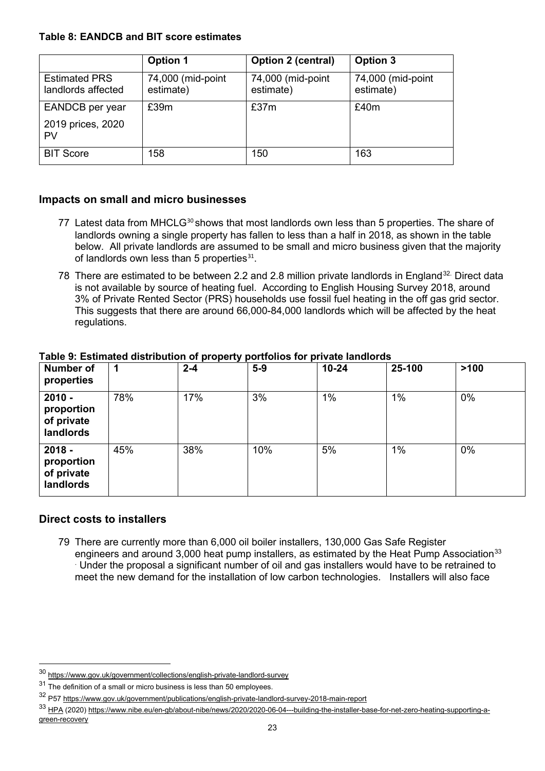**Table 8: EANDCB and BIT score estimates**

| | Option 1 | Option 2 (central) | Option 3 |
|---|---|---|---|
| Estimated PRS landlords affected | 74,000 (mid-point estimate) | 74,000 (mid-point estimate) | 74,000 (mid-point estimate) |
| EANDCB per year<br>2019 prices, 2020 PV | £39m | £37m | £40m |
| BIT Score | 158 | 150 | 163 |

## Impacts on small and micro businesses

77 Latest data from MHCLG[30] shows that most landlords own less than 5 properties. The share of landlords owning a single property has fallen to less than a half in 2018, as shown in the table below. All private landlords are assumed to be small and micro business given that the majority of landlords own less than 5 properties[31].

78 There are estimated to be between 2.2 and 2.8 million private landlords in England[32]. Direct data is not available by source of heating fuel. According to English Housing Survey 2018, around 3% of Private Rented Sector (PRS) households use fossil fuel heating in the off gas grid sector. This suggests that there are around 66,000-84,000 landlords which will be affected by the heat regulations.

**Table 9: Estimated distribution of property portfolios for private landlords**

| Number of properties | 1 | 2-4 | 5-9 | 10-24 | 25-100 | >100 |
|---|---|---|---|---|---|---|
| 2010 - proportion of private landlords | 78% | 17% | 3% | 1% | 1% | 0% |
| 2018 - proportion of private landlords | 45% | 38% | 10% | 5% | 1% | 0% |

## Direct costs to installers

79 There are currently more than 6,000 oil boiler installers, 130,000 Gas Safe Register engineers and around 3,000 heat pump installers, as estimated by the Heat Pump Association[33]. Under the proposal a significant number of oil and gas installers would have to be retrained to meet the new demand for the installation of low carbon technologies. Installers will also face

[30] https://www.gov.uk/government/collections/english-private-landlord-survey

[31] The definition of a small or micro business is less than 50 employees.

[32] P57 https://www.gov.uk/government/publications/english-private-landlord-survey-2018-main-report

[33] HPA (2020) https://www.nibe.eu/en-gb/about-nibe/news/2020/2020-06-04---building-the-installer-base-for-net-zero-heating-supporting-a-green-recovery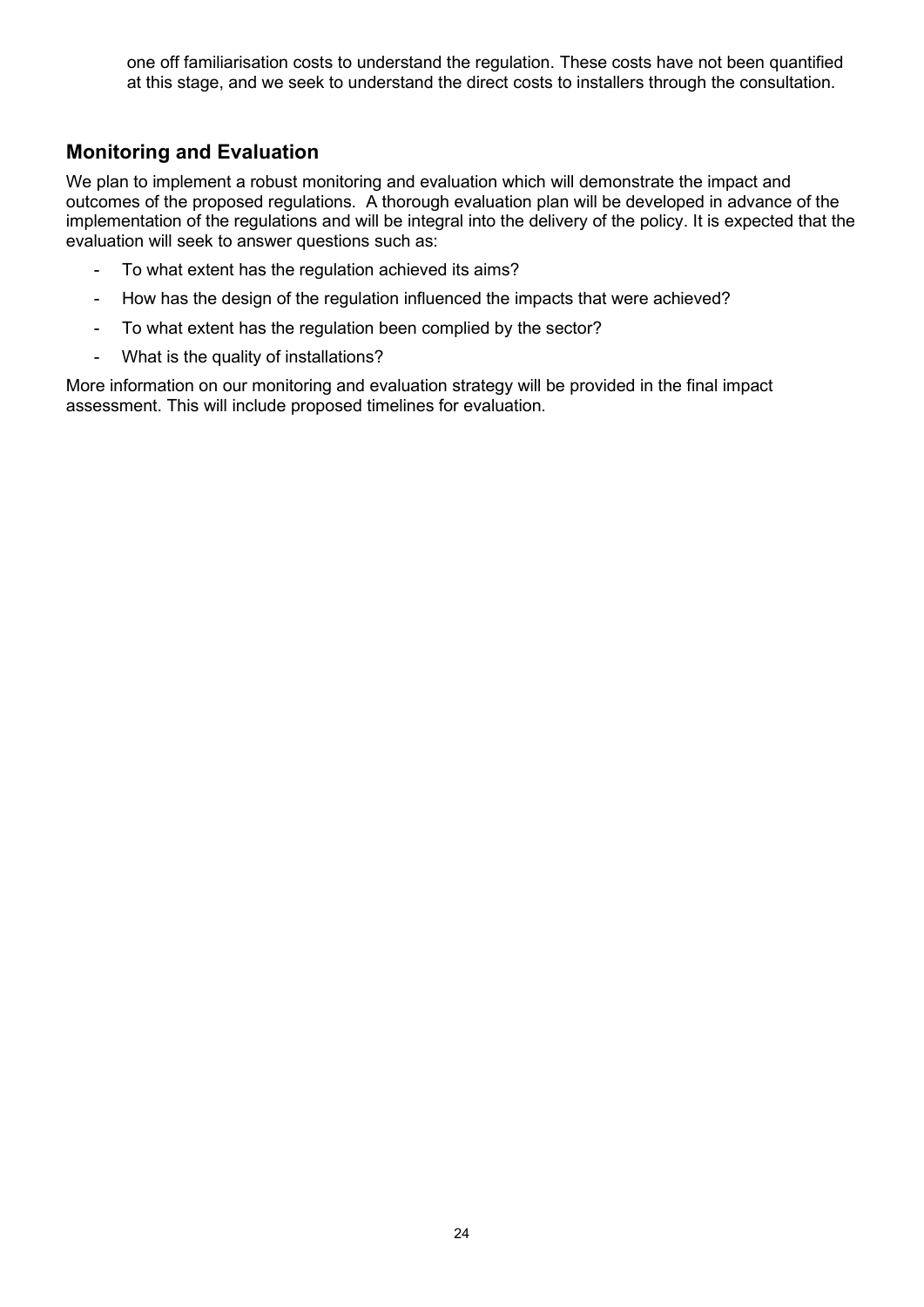one off familiarisation costs to understand the regulation. These costs have not been quantified at this stage, and we seek to understand the direct costs to installers through the consultation.

## Monitoring and Evaluation

We plan to implement a robust monitoring and evaluation which will demonstrate the impact and outcomes of the proposed regulations. A thorough evaluation plan will be developed in advance of the implementation of the regulations and will be integral into the delivery of the policy. It is expected that the evaluation will seek to answer questions such as:

- To what extent has the regulation achieved its aims?
- How has the design of the regulation influenced the impacts that were achieved?
- To what extent has the regulation been complied by the sector?
- What is the quality of installations?

More information on our monitoring and evaluation strategy will be provided in the final impact assessment. This will include proposed timelines for evaluation.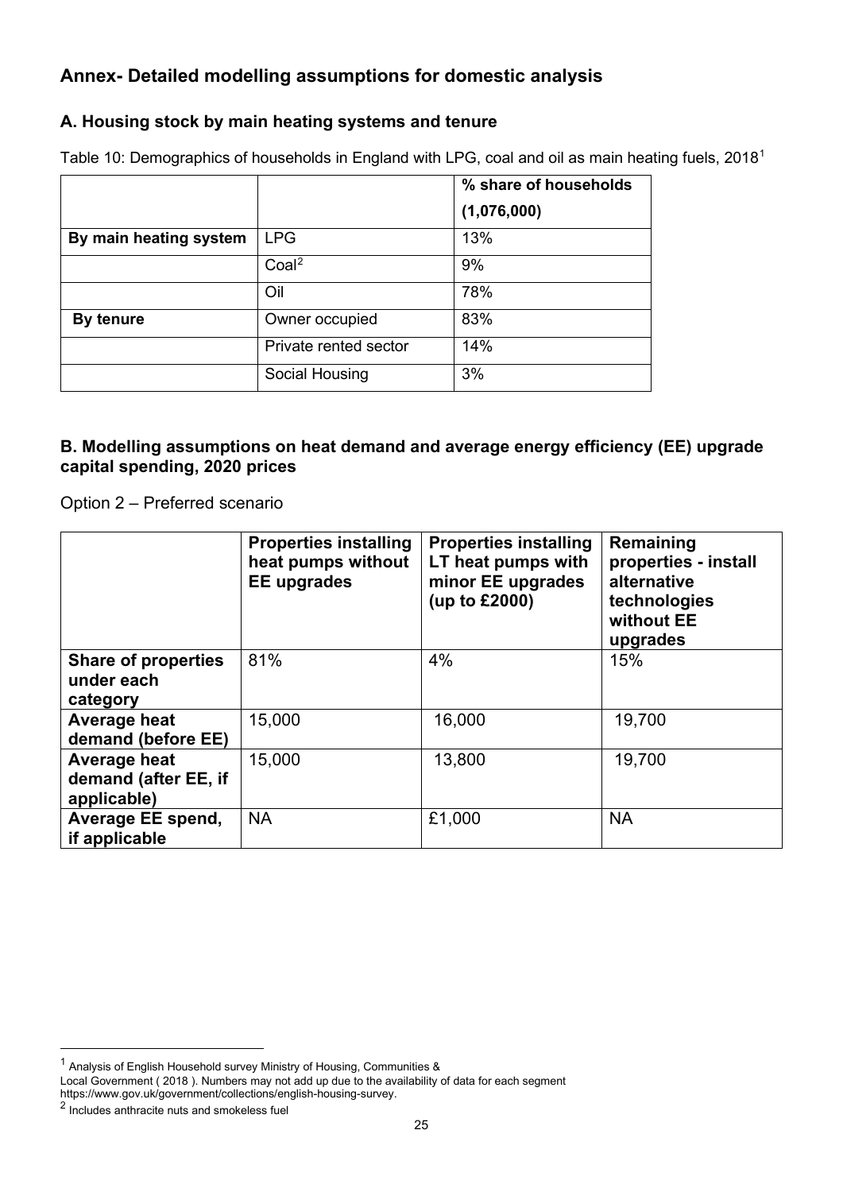## Annex- Detailed modelling assumptions for domestic analysis

### A. Housing stock by main heating systems and tenure

Table 10: Demographics of households in England with LPG, coal and oil as main heating fuels, 2018[1]

| | | % share of households (1,076,000) |
|---|---|---|
| **By main heating system** | LPG | 13% |
| | Coal[2] | 9% |
| | Oil | 78% |
| **By tenure** | Owner occupied | 83% |
| | Private rented sector | 14% |
| | Social Housing | 3% |

### B. Modelling assumptions on heat demand and average energy efficiency (EE) upgrade capital spending, 2020 prices

Option 2 – Preferred scenario

| | **Properties installing heat pumps without EE upgrades** | **Properties installing LT heat pumps with minor EE upgrades (up to £2000)** | **Remaining properties - install alternative technologies without EE upgrades** |
|---|---|---|---|
| **Share of properties under each category** | 81% | 4% | 15% |
| **Average heat demand (before EE)** | 15,000 | 16,000 | 19,700 |
| **Average heat demand (after EE, if applicable)** | 15,000 | 13,800 | 19,700 |
| **Average EE spend, if applicable** | NA | £1,000 | NA |

[1] Analysis of English Household survey Ministry of Housing, Communities & Local Government ( 2018 ). Numbers may not add up due to the availability of data for each segment https://www.gov.uk/government/collections/english-housing-survey.

[2] Includes anthracite nuts and smokeless fuel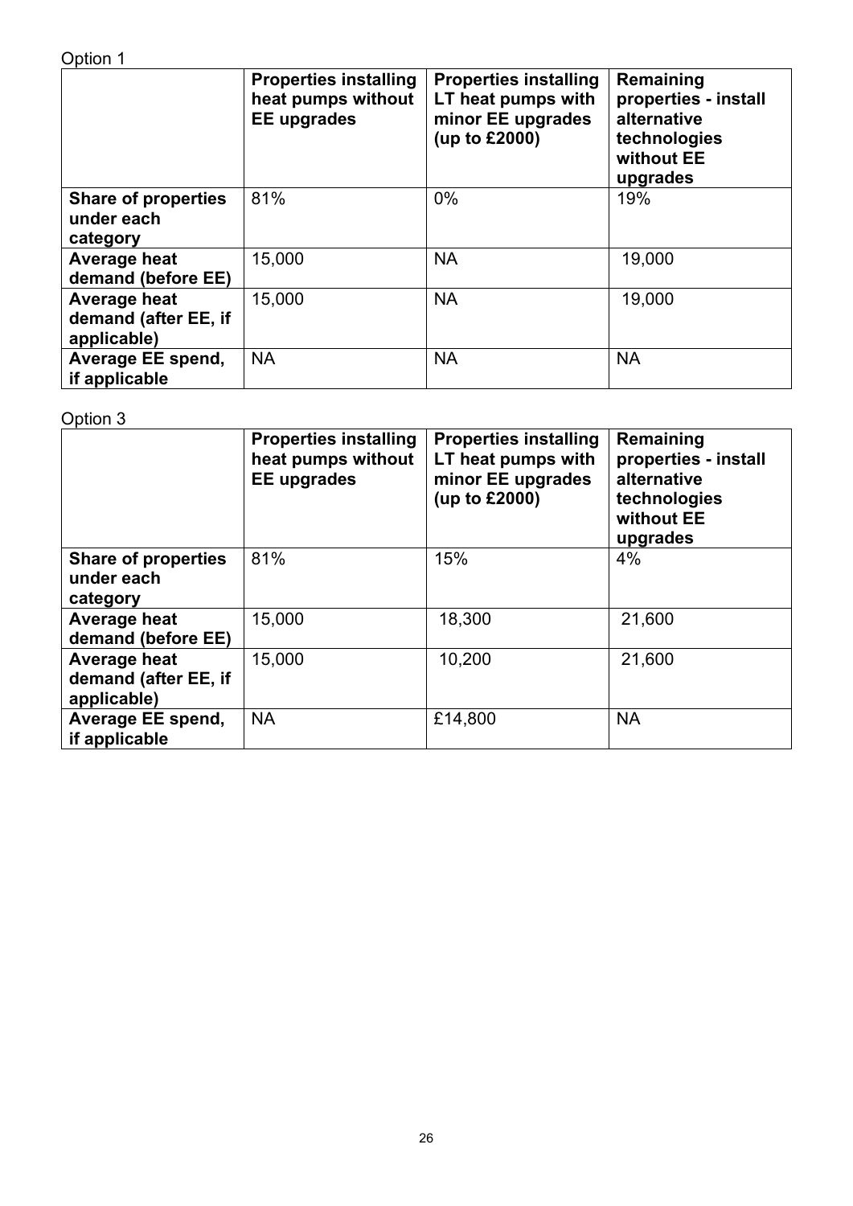Option 1

| | Properties installing heat pumps without EE upgrades | Properties installing LT heat pumps with minor EE upgrades (up to £2000) | Remaining properties - install alternative technologies without EE upgrades |
|---|---|---|---|
| **Share of properties under each category** | 81% | 0% | 19% |
| **Average heat demand (before EE)** | 15,000 | NA | 19,000 |
| **Average heat demand (after EE, if applicable)** | 15,000 | NA | 19,000 |
| **Average EE spend, if applicable** | NA | NA | NA |

Option 3

| | Properties installing heat pumps without EE upgrades | Properties installing LT heat pumps with minor EE upgrades (up to £2000) | Remaining properties - install alternative technologies without EE upgrades |
|---|---|---|---|
| **Share of properties under each category** | 81% | 15% | 4% |
| **Average heat demand (before EE)** | 15,000 | 18,300 | 21,600 |
| **Average heat demand (after EE, if applicable)** | 15,000 | 10,200 | 21,600 |
| **Average EE spend, if applicable** | NA | £14,800 | NA |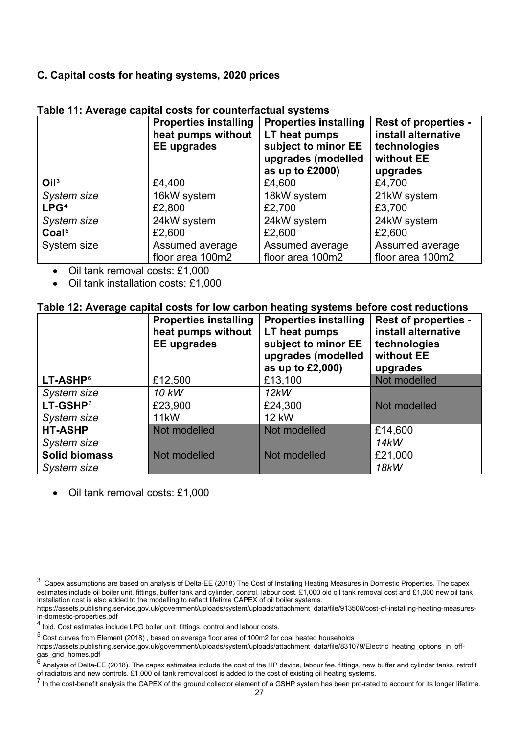### C. Capital costs for heating systems, 2020 prices

**Table 11: Average capital costs for counterfactual systems**

| | Properties installing heat pumps without EE upgrades | Properties installing LT heat pumps subject to minor EE upgrades (modelled as up to £2000) | Rest of properties - install alternative technologies without EE upgrades |
|---|---|---|---|
| **Oil**[3] | £4,400 | £4,600 | £4,700 |
| *System size* | 16kW system | 18kW system | 21kW system |
| **LPG**[4] | £2,800 | £2,700 | £3,700 |
| *System size* | 24kW system | 24kW system | 24kW system |
| **Coal**[5] | £2,600 | £2,600 | £2,600 |
| System size | Assumed average floor area 100m2 | Assumed average floor area 100m2 | Assumed average floor area 100m2 |

- Oil tank removal costs: £1,000
- Oil tank installation costs: £1,000

**Table 12: Average capital costs for low carbon heating systems before cost reductions**

| | Properties installing heat pumps without EE upgrades | Properties installing LT heat pumps subject to minor EE upgrades (modelled as up to £2,000) | Rest of properties - install alternative technologies without EE upgrades |
|---|---|---|---|
| **LT-ASHP**[6] | £12,500 | £13,100 | Not modelled |
| *System size* | *10 kW* | *12kW* | |
| **LT-GSHP**[7] | £23,900 | £24,300 | Not modelled |
| *System size* | 11kW | 12 kW | |
| **HT-ASHP** | Not modelled | Not modelled | £14,600 |
| *System size* | | | *14kW* |
| **Solid biomass** | Not modelled | Not modelled | £21,000 |
| *System size* | | | *18kW* |

- Oil tank removal costs: £1,000

---

[3] Capex assumptions are based on analysis of Delta-EE (2018) The Cost of Installing Heating Measures in Domestic Properties. The capex estimates include oil boiler unit, fittings, buffer tank and cylinder, control, labour cost. £1,000 old oil tank removal cost and £1,000 new oil tank installation cost is also added to the modelling to reflect lifetime CAPEX of oil boiler systems. https://assets.publishing.service.gov.uk/government/uploads/system/uploads/attachment_data/file/913508/cost-of-installing-heating-measures-in-domestic-properties.pdf

[4] Ibid. Cost estimates include LPG boiler unit, fittings, control and labour costs.

[5] Cost curves from Element (2018) , based on average floor area of 100m2 for coal heated households https://assets.publishing.service.gov.uk/government/uploads/system/uploads/attachment_data/file/831079/Electric_heating_options_in_off-gas_grid_homes.pdf

[6] Analysis of Delta-EE (2018). The capex estimates include the cost of the HP device, labour fee, fittings, new buffer and cylinder tanks, retrofit of radiators and new controls. £1,000 oil tank removal cost is added to the cost of existing oil heating systems.

[7] In the cost-benefit analysis the CAPEX of the ground collector element of a GSHP system has been pro-rated to account for its longer lifetime.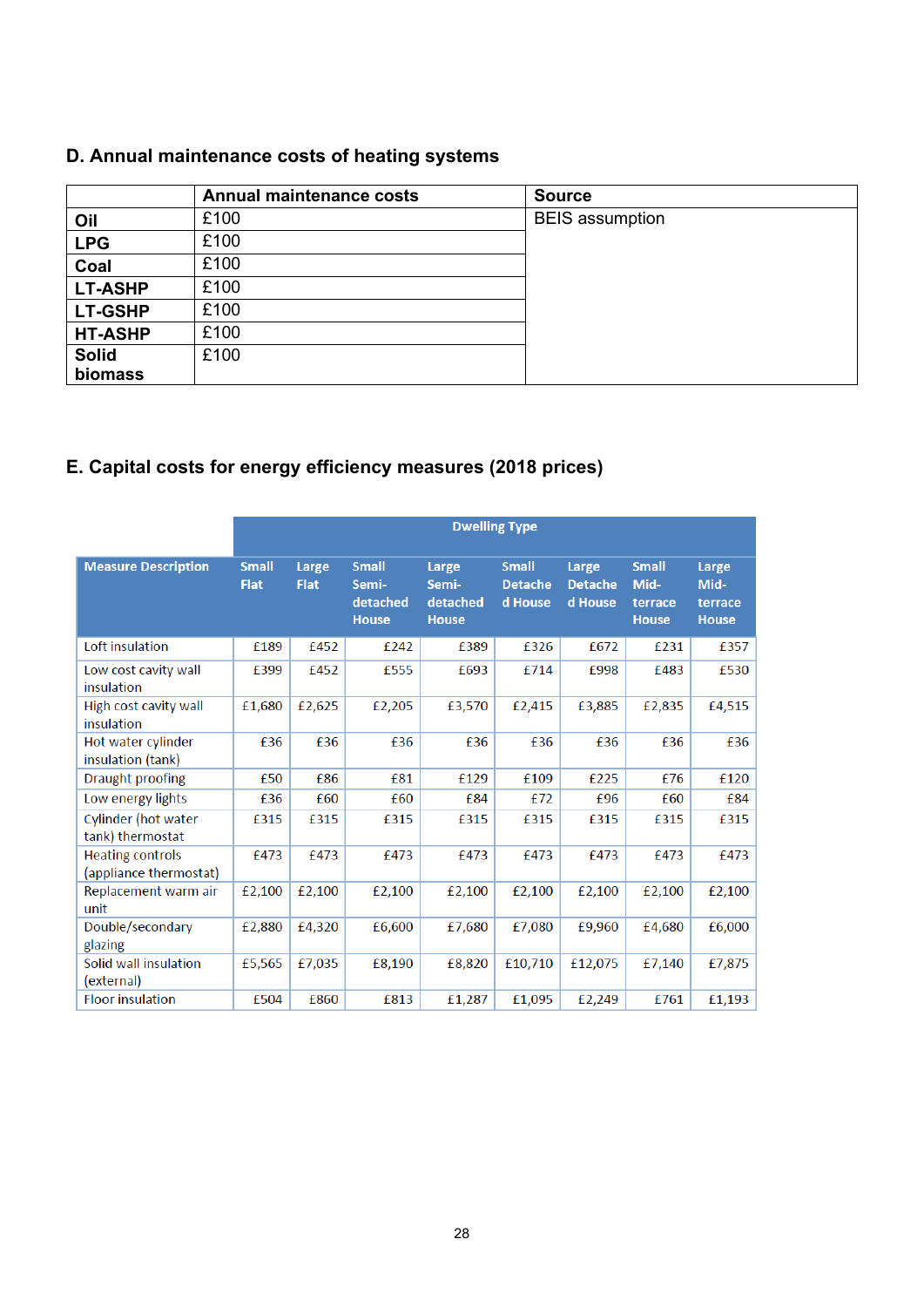### D. Annual maintenance costs of heating systems

| | Annual maintenance costs | Source |
|---|---|---|
| **Oil** | £100 | BEIS assumption |
| **LPG** | £100 | |
| **Coal** | £100 | |
| **LT-ASHP** | £100 | |
| **LT-GSHP** | £100 | |
| **HT-ASHP** | £100 | |
| **Solid biomass** | £100 | |

### E. Capital costs for energy efficiency measures (2018 prices)

| | Dwelling Type | | | | | | | |
|---|---|---|---|---|---|---|---|---|
| **Measure Description** | **Small Flat** | **Large Flat** | **Small Semi-detached House** | **Large Semi-detached House** | **Small Detached House** | **Large Detached House** | **Small Mid-terrace House** | **Large Mid-terrace House** |
| Loft insulation | £189 | £452 | £242 | £389 | £326 | £672 | £231 | £357 |
| Low cost cavity wall insulation | £399 | £452 | £555 | £693 | £714 | £998 | £483 | £530 |
| High cost cavity wall insulation | £1,680 | £2,625 | £2,205 | £3,570 | £2,415 | £3,885 | £2,835 | £4,515 |
| Hot water cylinder insulation (tank) | £36 | £36 | £36 | £36 | £36 | £36 | £36 | £36 |
| Draught proofing | £50 | £86 | £81 | £129 | £109 | £225 | £76 | £120 |
| Low energy lights | £36 | £60 | £60 | £84 | £72 | £96 | £60 | £84 |
| Cylinder (hot water tank) thermostat | £315 | £315 | £315 | £315 | £315 | £315 | £315 | £315 |
| Heating controls (appliance thermostat) | £473 | £473 | £473 | £473 | £473 | £473 | £473 | £473 |
| Replacement warm air unit | £2,100 | £2,100 | £2,100 | £2,100 | £2,100 | £2,100 | £2,100 | £2,100 |
| Double/secondary glazing | £2,880 | £4,320 | £6,600 | £7,680 | £7,080 | £9,960 | £4,680 | £6,000 |
| Solid wall insulation (external) | £5,565 | £7,035 | £8,190 | £8,820 | £10,710 | £12,075 | £7,140 | £7,875 |
| Floor insulation | £504 | £860 | £813 | £1,287 | £1,095 | £2,249 | £761 | £1,193 |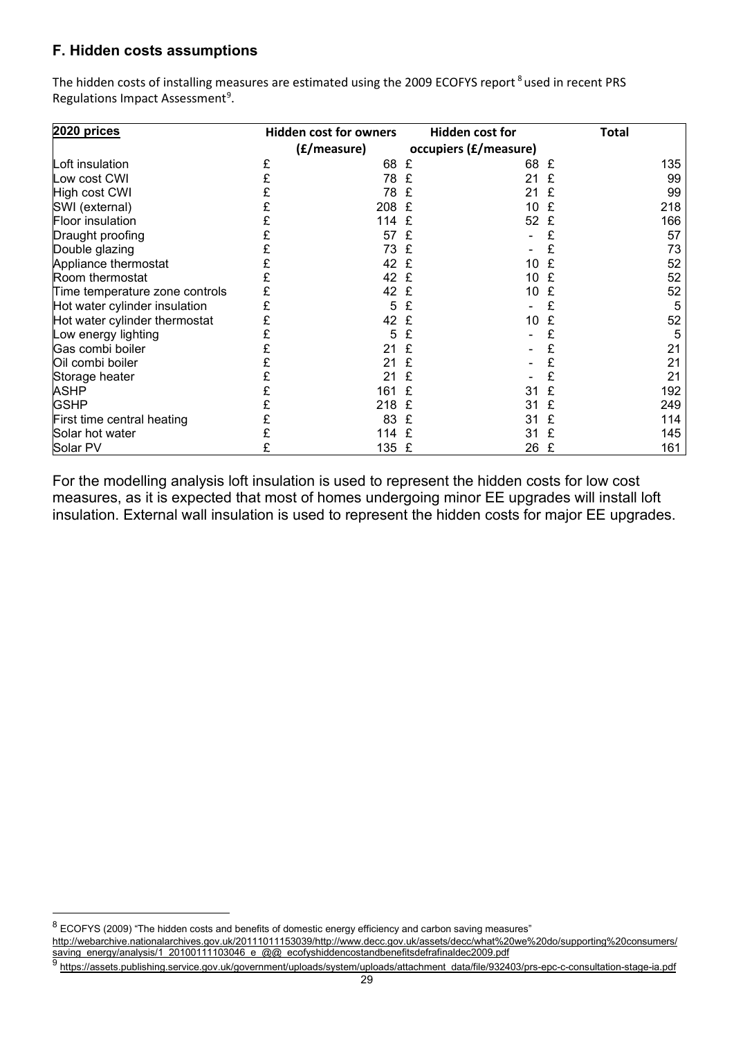### F. Hidden costs assumptions

The hidden costs of installing measures are estimated using the 2009 ECOFYS report [8] used in recent PRS Regulations Impact Assessment [9].

| 2020 prices | Hidden cost for owners (£/measure) | Hidden cost for occupiers (£/measure) | Total |
|---|---|---|---|
| Loft insulation | £ 68 | £ 68 | £ 135 |
| Low cost CWI | £ 78 | £ 21 | £ 99 |
| High cost CWI | £ 78 | £ 21 | £ 99 |
| SWI (external) | £ 208 | £ 10 | £ 218 |
| Floor insulation | £ 114 | £ 52 | £ 166 |
| Draught proofing | £ 57 | £ - | £ 57 |
| Double glazing | £ 73 | £ - | £ 73 |
| Appliance thermostat | £ 42 | £ 10 | £ 52 |
| Room thermostat | £ 42 | £ 10 | £ 52 |
| Time temperature zone controls | £ 42 | £ 10 | £ 52 |
| Hot water cylinder insulation | £ 5 | £ - | £ 5 |
| Hot water cylinder thermostat | £ 42 | £ 10 | £ 52 |
| Low energy lighting | £ 5 | £ - | £ 5 |
| Gas combi boiler | £ 21 | £ - | £ 21 |
| Oil combi boiler | £ 21 | £ - | £ 21 |
| Storage heater | £ 21 | £ - | £ 21 |
| ASHP | £ 161 | £ 31 | £ 192 |
| GSHP | £ 218 | £ 31 | £ 249 |
| First time central heating | £ 83 | £ 31 | £ 114 |
| Solar hot water | £ 114 | £ 31 | £ 145 |
| Solar PV | £ 135 | £ 26 | £ 161 |

For the modelling analysis loft insulation is used to represent the hidden costs for low cost measures, as it is expected that most of homes undergoing minor EE upgrades will install loft insulation. External wall insulation is used to represent the hidden costs for major EE upgrades.

---

[8] ECOFYS (2009) "The hidden costs and benefits of domestic energy efficiency and carbon saving measures" http://webarchive.nationalarchives.gov.uk/20111011153039/http://www.decc.gov.uk/assets/decc/what%20we%20do/supporting%20consumers/saving_energy/analysis/1_20100111103046_e_@@_ecofyshiddencostandbenefitsdefrafinaldec2009.pdf

[9] https://assets.publishing.service.gov.uk/government/uploads/system/uploads/attachment_data/file/932403/prs-epc-c-consultation-stage-ia.pdf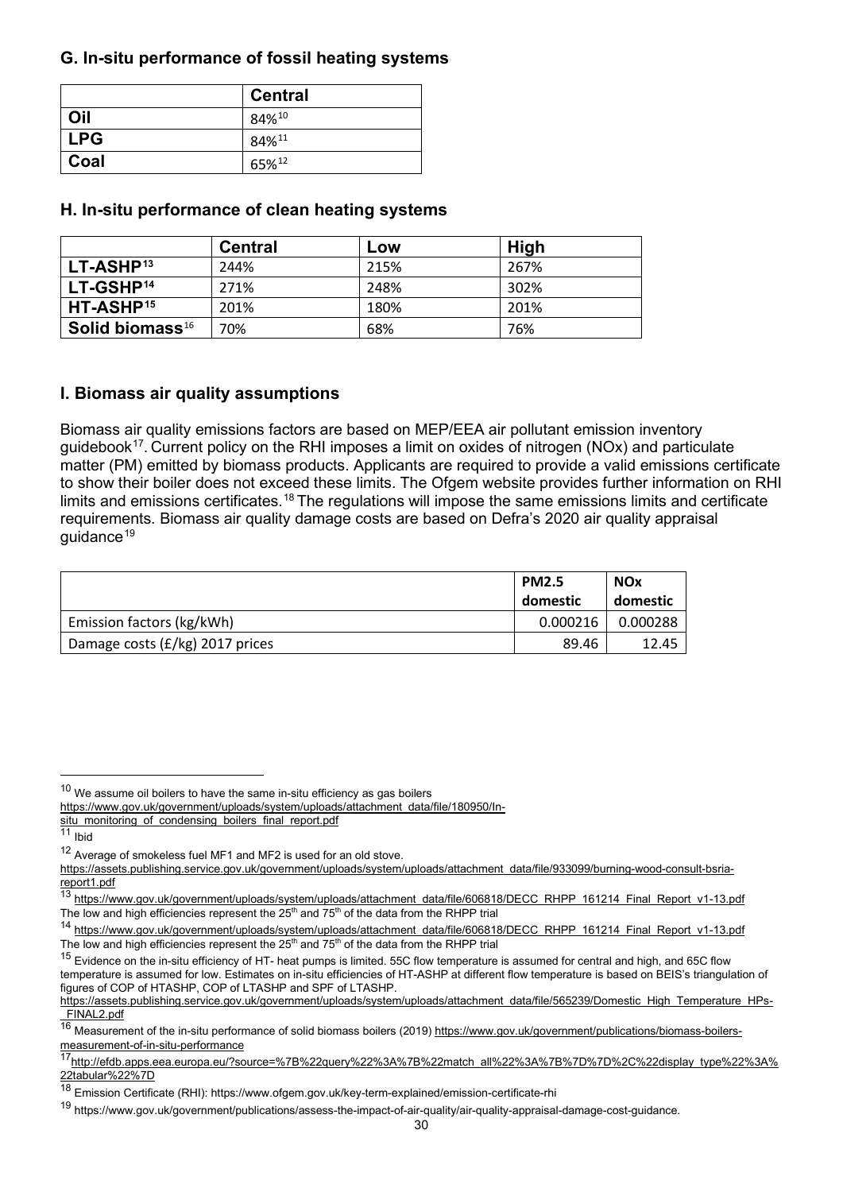## G. In-situ performance of fossil heating systems

| | **Central** |
|---|---|
| **Oil** | 84%[10] |
| **LPG** | 84%[11] |
| **Coal** | 65%[12] |

## H. In-situ performance of clean heating systems

| | **Central** | **Low** | **High** |
|---|---|---|---|
| **LT-ASHP**[13] | 244% | 215% | 267% |
| **LT-GSHP**[14] | 271% | 248% | 302% |
| **HT-ASHP**[15] | 201% | 180% | 201% |
| **Solid biomass**[16] | 70% | 68% | 76% |

## I. Biomass air quality assumptions

Biomass air quality emissions factors are based on MEP/EEA air pollutant emission inventory guidebook[17]. Current policy on the RHI imposes a limit on oxides of nitrogen (NOx) and particulate matter (PM) emitted by biomass products. Applicants are required to provide a valid emissions certificate to show their boiler does not exceed these limits. The Ofgem website provides further information on RHI limits and emissions certificates.[18] The regulations will impose the same emissions limits and certificate requirements. Biomass air quality damage costs are based on Defra's 2020 air quality appraisal guidance[19]

| | **PM2.5 domestic** | **NOx domestic** |
|---|---|---|
| Emission factors (kg/kWh) | 0.000216 | 0.000288 |
| Damage costs (£/kg) 2017 prices | 89.46 | 12.45 |

---

[10] We assume oil boilers to have the same in-situ efficiency as gas boilers https://www.gov.uk/government/uploads/system/uploads/attachment_data/file/180950/In-situ_monitoring_of_condensing_boilers_final_report.pdf

[11] Ibid

[12] Average of smokeless fuel MF1 and MF2 is used for an old stove. https://assets.publishing.service.gov.uk/government/uploads/system/uploads/attachment_data/file/933099/burning-wood-consult-bsria-report1.pdf

[13] https://www.gov.uk/government/uploads/system/uploads/attachment_data/file/606818/DECC_RHPP_161214_Final_Report_v1-13.pdf The low and high efficiencies represent the 25th and 75th of the data from the RHPP trial

[14] https://www.gov.uk/government/uploads/system/uploads/attachment_data/file/606818/DECC_RHPP_161214_Final_Report_v1-13.pdf The low and high efficiencies represent the 25th and 75th of the data from the RHPP trial

[15] Evidence on the in-situ efficiency of HT- heat pumps is limited. 55C flow temperature is assumed for central and high, and 65C flow temperature is assumed for low. Estimates on in-situ efficiencies of HT-ASHP at different flow temperature is based on BEIS's triangulation of figures of COP of HTASHP, COP of LTASHP and SPF of LTASHP. https://assets.publishing.service.gov.uk/government/uploads/system/uploads/attachment_data/file/565239/Domestic_High_Temperature_HPs-_FINAL2.pdf

[16] Measurement of the in-situ performance of solid biomass boilers (2019) https://www.gov.uk/government/publications/biomass-boilers-measurement-of-in-situ-performance

[17] http://efdb.apps.eea.europa.eu/?source=%7B%22query%22%3A%7B%22match_all%22%3A%7B%7D%7D%2C%22display_type%22%3A%22tabular%22%7D

[18] Emission Certificate (RHI): https://www.ofgem.gov.uk/key-term-explained/emission-certificate-rhi

[19] https://www.gov.uk/government/publications/assess-the-impact-of-air-quality/air-quality-appraisal-damage-cost-guidance.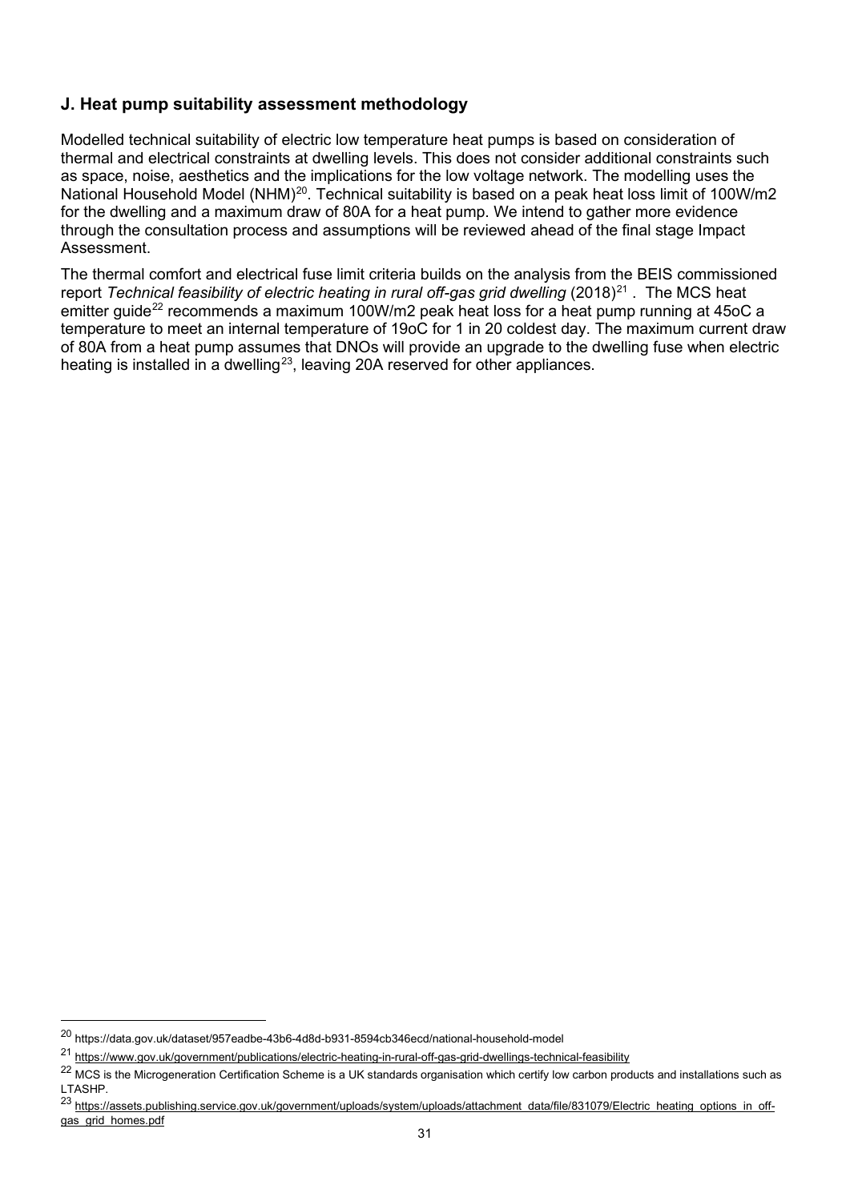### J. Heat pump suitability assessment methodology

Modelled technical suitability of electric low temperature heat pumps is based on consideration of thermal and electrical constraints at dwelling levels. This does not consider additional constraints such as space, noise, aesthetics and the implications for the low voltage network. The modelling uses the National Household Model (NHM)[20]. Technical suitability is based on a peak heat loss limit of 100W/m2 for the dwelling and a maximum draw of 80A for a heat pump. We intend to gather more evidence through the consultation process and assumptions will be reviewed ahead of the final stage Impact Assessment.

The thermal comfort and electrical fuse limit criteria builds on the analysis from the BEIS commissioned report *Technical feasibility of electric heating in rural off-gas grid dwelling* (2018)[21] . The MCS heat emitter guide[22] recommends a maximum 100W/m2 peak heat loss for a heat pump running at 45oC a temperature to meet an internal temperature of 19oC for 1 in 20 coldest day. The maximum current draw of 80A from a heat pump assumes that DNOs will provide an upgrade to the dwelling fuse when electric heating is installed in a dwelling[23], leaving 20A reserved for other appliances.

---

[20] https://data.gov.uk/dataset/957eadbe-43b6-4d8d-b931-8594cb346ecd/national-household-model

[21] https://www.gov.uk/government/publications/electric-heating-in-rural-off-gas-grid-dwellings-technical-feasibility

[22] MCS is the Microgeneration Certification Scheme is a UK standards organisation which certify low carbon products and installations such as LTASHP.

[23] https://assets.publishing.service.gov.uk/government/uploads/system/uploads/attachment_data/file/831079/Electric_heating_options_in_off-gas_grid_homes.pdf